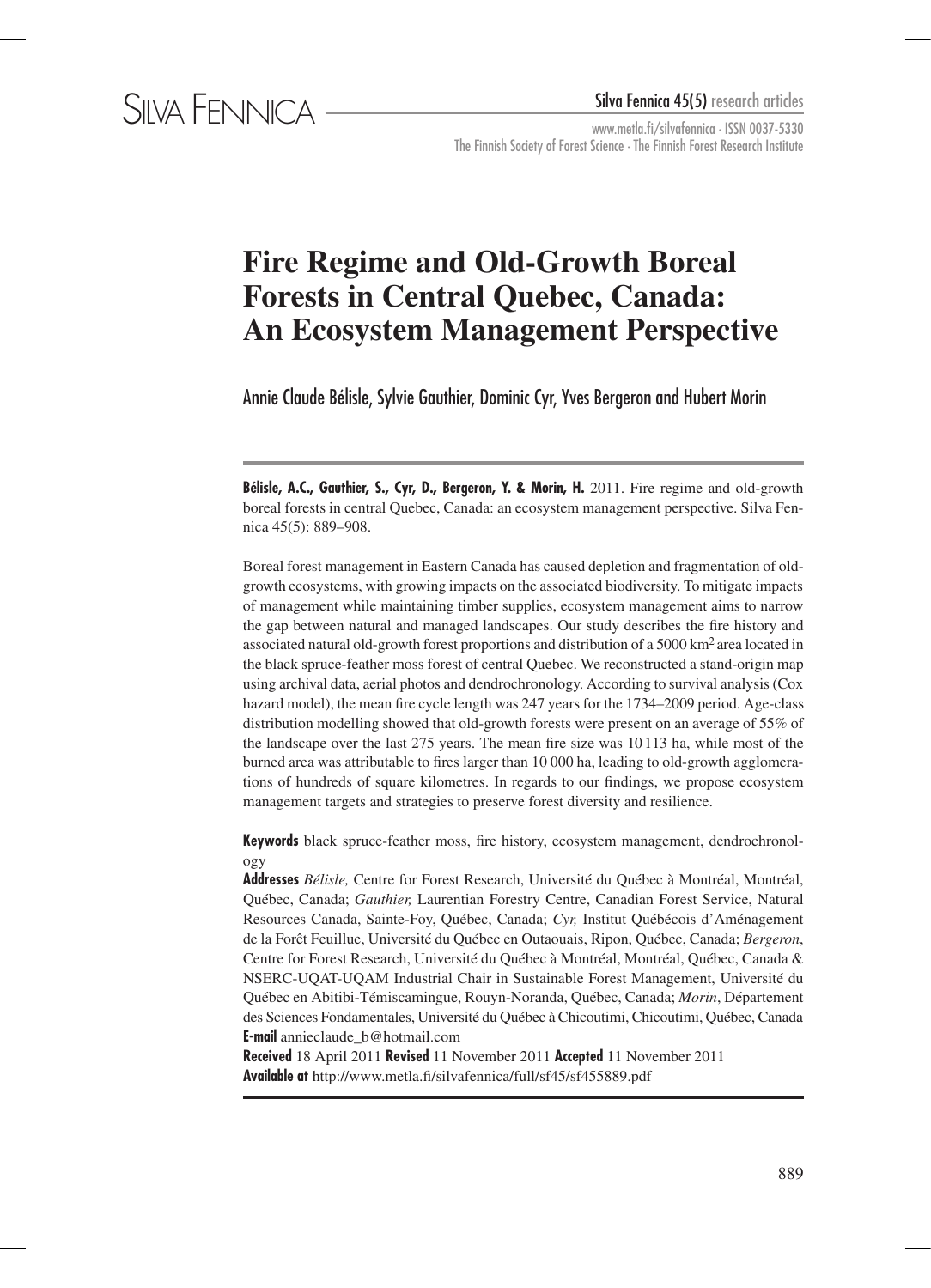# Fire Regime and Old-Growth Boreal Forests in Central Quebec, Canada: An Ecosystem Management Perspective

Annie Claude Bélisle, Sylvie Gauthier, Dominic Cyr, Yves Bergeron and Hubert Morin

**Bélisle, A.C., Gauthier, S., Cyr, D., Bergeron, Y. & Morin, H.** 2011. Fire regime and old-growth boreal forests in central Quebec, Canada: an ecosystem management perspective. Silva Fennica 45(5): 889–908.

Boreal forest management in Eastern Canada has caused depletion and fragmentation of old-growth ecosystems, with growing impacts on the associated biodiversity. To mitigate impacts of management while maintaining timber supplies, ecosystem management aims to narrow the gap between natural and managed landscapes. Our study describes the fire history and associated natural old-growth forest proportions and distribution of a 5000 $km^2$ area located in the black spruce-feather moss forest of central Quebec. We reconstructed a stand-origin map using archival data, aerial photos and dendrochronology. According to survival analysis (Cox hazard model), the mean fire cycle length was 247 years for the 1734–2009 period. Age-class distribution modelling showed that old-growth forests were present on an average of 55% of the landscape over the last 275 years. The mean fire size was 10 113 ha, while most of the burned area was attributable to fires larger than 10 000 ha, leading to old-growth agglomerations of hundreds of square kilometres. In regards to our findings, we propose ecosystem management targets and strategies to preserve forest diversity and resilience.

**Keywords** black spruce-feather moss, fire history, ecosystem management, dendrochronology

**Addresses** *Bélisle,* Centre for Forest Research, Université du Québec à Montréal, Montréal, Québec, Canada; *Gauthier,* Laurentian Forestry Centre, Canadian Forest Service, Natural Resources Canada, Sainte-Foy, Québec, Canada; *Cyr,* Institut Québécois d'Aménagement de la Forêt Feuillue, Université du Québec en Outaouais, Ripon, Québec, Canada; *Bergeron*, Centre for Forest Research, Université du Québec à Montréal, Montréal, Québec, Canada & NSERC-UQAT-UQAM Industrial Chair in Sustainable Forest Management, Université du Québec en Abitibi-Témiscamingue, Rouyn-Noranda, Québec, Canada; *Morin*, Département des Sciences Fondamentales, Université du Québec à Chicoutimi, Chicoutimi, Québec, Canada

**E-mail** annieclaude_b@hotmail.com

**Received** 18 April 2011 **Revised** 11 November 2011 **Accepted** 11 November 2011

**Available at** http://www.metla.fi/silvafennica/full/sf45/sf455889.pdf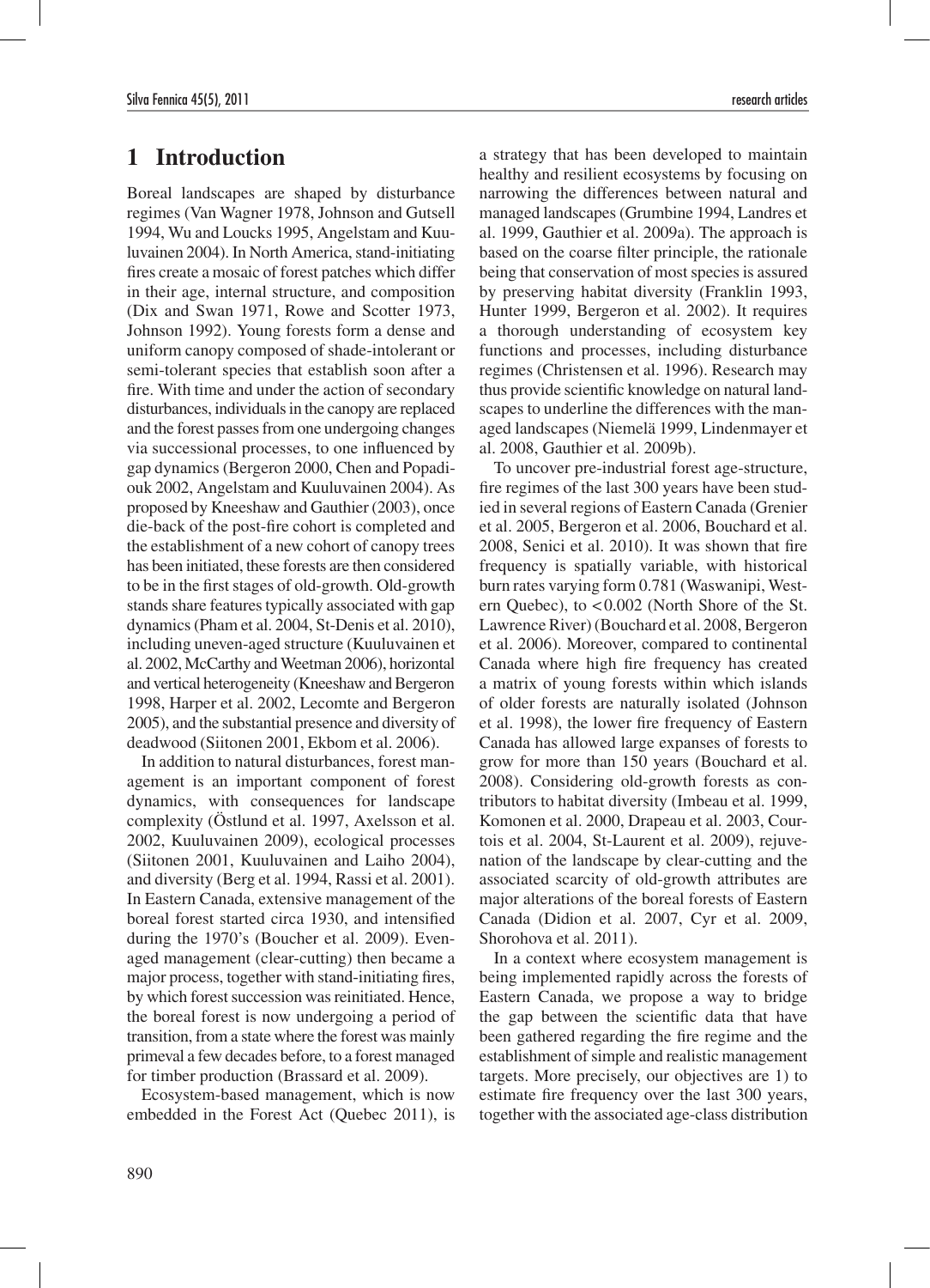# 1 Introduction

Boreal landscapes are shaped by disturbance regimes (Van Wagner 1978, Johnson and Gutsell 1994, Wu and Loucks 1995, Angelstam and Kuuluvainen 2004). In North America, stand-initiating fires create a mosaic of forest patches which differ in their age, internal structure, and composition (Dix and Swan 1971, Rowe and Scotter 1973, Johnson 1992). Young forests form a dense and uniform canopy composed of shade-intolerant or semi-tolerant species that establish soon after a fire. With time and under the action of secondary disturbances, individuals in the canopy are replaced and the forest passes from one undergoing changes via successional processes, to one influenced by gap dynamics (Bergeron 2000, Chen and Popadiouk 2002, Angelstam and Kuuluvainen 2004). As proposed by Kneeshaw and Gauthier (2003), once die-back of the post-fire cohort is completed and the establishment of a new cohort of canopy trees has been initiated, these forests are then considered to be in the first stages of old-growth. Old-growth stands share features typically associated with gap dynamics (Pham et al. 2004, St-Denis et al. 2010), including uneven-aged structure (Kuuluvainen et al. 2002, McCarthy and Weetman 2006), horizontal and vertical heterogeneity (Kneeshaw and Bergeron 1998, Harper et al. 2002, Lecomte and Bergeron 2005), and the substantial presence and diversity of deadwood (Siitonen 2001, Ekbom et al. 2006).

In addition to natural disturbances, forest management is an important component of forest dynamics, with consequences for landscape complexity (Östlund et al. 1997, Axelsson et al. 2002, Kuuluvainen 2009), ecological processes (Siitonen 2001, Kuuluvainen and Laiho 2004), and diversity (Berg et al. 1994, Rassi et al. 2001). In Eastern Canada, extensive management of the boreal forest started circa 1930, and intensified during the 1970's (Boucher et al. 2009). Even-aged management (clear-cutting) then became a major process, together with stand-initiating fires, by which forest succession was reinitiated. Hence, the boreal forest is now undergoing a period of transition, from a state where the forest was mainly primeval a few decades before, to a forest managed for timber production (Brassard et al. 2009).

Ecosystem-based management, which is now embedded in the Forest Act (Quebec 2011), is a strategy that has been developed to maintain healthy and resilient ecosystems by focusing on narrowing the differences between natural and managed landscapes (Grumbine 1994, Landres et al. 1999, Gauthier et al. 2009a). The approach is based on the coarse filter principle, the rationale being that conservation of most species is assured by preserving habitat diversity (Franklin 1993, Hunter 1999, Bergeron et al. 2002). It requires a thorough understanding of ecosystem key functions and processes, including disturbance regimes (Christensen et al. 1996). Research may thus provide scientific knowledge on natural landscapes to underline the differences with the managed landscapes (Niemelä 1999, Lindenmayer et al. 2008, Gauthier et al. 2009b).

To uncover pre-industrial forest age-structure, fire regimes of the last 300 years have been studied in several regions of Eastern Canada (Grenier et al. 2005, Bergeron et al. 2006, Bouchard et al. 2008, Senici et al. 2010). It was shown that fire frequency is spatially variable, with historical burn rates varying form 0.781 (Waswanipi, Western Quebec), to <0.002 (North Shore of the St. Lawrence River) (Bouchard et al. 2008, Bergeron et al. 2006). Moreover, compared to continental Canada where high fire frequency has created a matrix of young forests within which islands of older forests are naturally isolated (Johnson et al. 1998), the lower fire frequency of Eastern Canada has allowed large expanses of forests to grow for more than 150 years (Bouchard et al. 2008). Considering old-growth forests as contributors to habitat diversity (Imbeau et al. 1999, Komonen et al. 2000, Drapeau et al. 2003, Courtois et al. 2004, St-Laurent et al. 2009), rejuvenation of the landscape by clear-cutting and the associated scarcity of old-growth attributes are major alterations of the boreal forests of Eastern Canada (Didion et al. 2007, Cyr et al. 2009, Shorohova et al. 2011).

In a context where ecosystem management is being implemented rapidly across the forests of Eastern Canada, we propose a way to bridge the gap between the scientific data that have been gathered regarding the fire regime and the establishment of simple and realistic management targets. More precisely, our objectives are 1) to estimate fire frequency over the last 300 years, together with the associated age-class distribution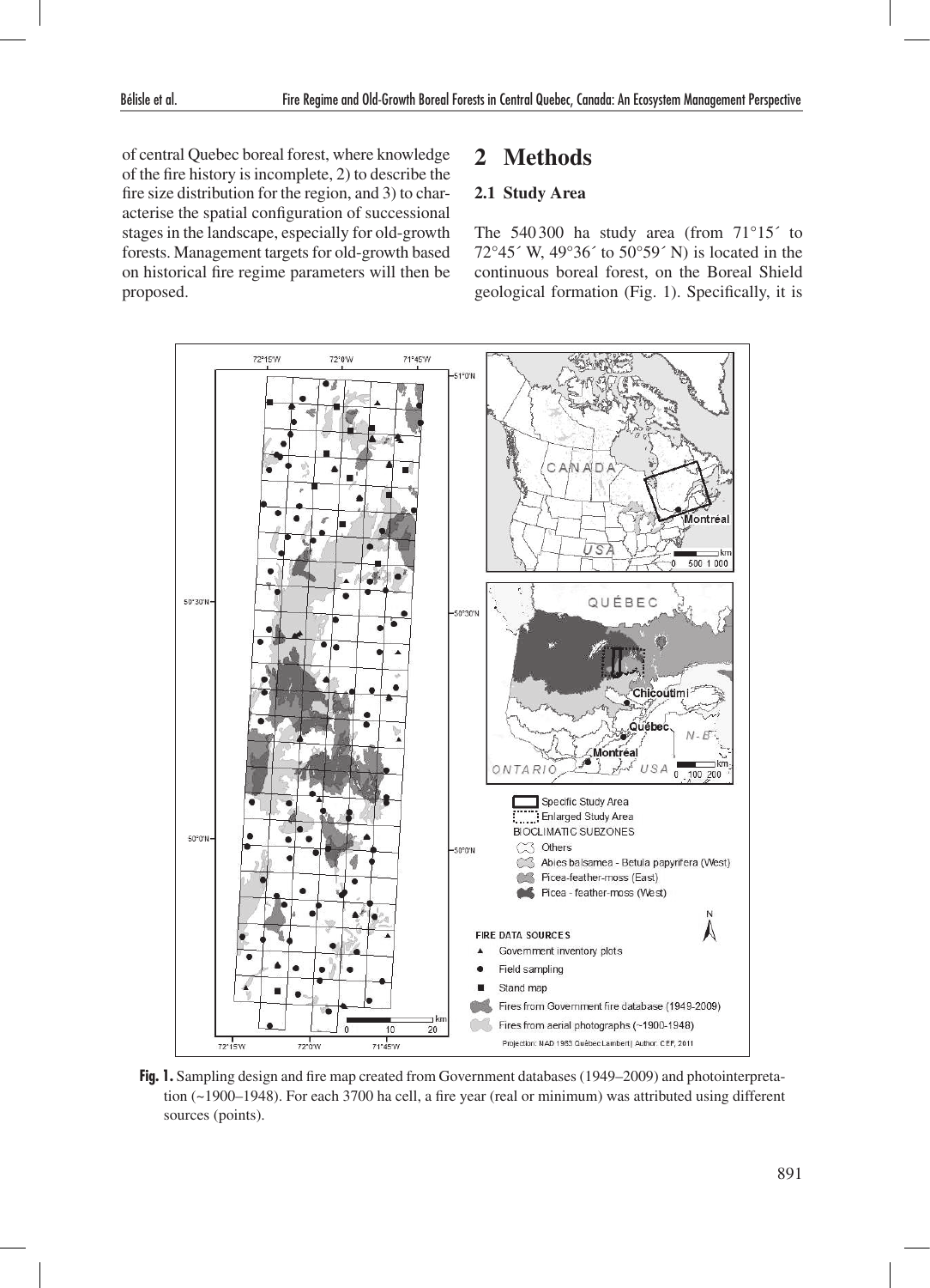of central Quebec boreal forest, where knowledge of the fire history is incomplete, 2) to describe the fire size distribution for the region, and 3) to characterise the spatial configuration of successional stages in the landscape, especially for old-growth forests. Management targets for old-growth based on historical fire regime parameters will then be proposed.

## 2 Methods

### 2.1 Study Area

The 540 300 ha study area (from 71°15´ to 72°45´ W, 49°36´ to 50°59´ N) is located in the continuous boreal forest, on the Boreal Shield geological formation (Fig. 1). Specifically, it is

**Fig. 1.** Sampling design and fire map created from Government databases (1949–2009) and photointerpretation (~1900–1948). For each 3700 ha cell, a fire year (real or minimum) was attributed using different sources (points).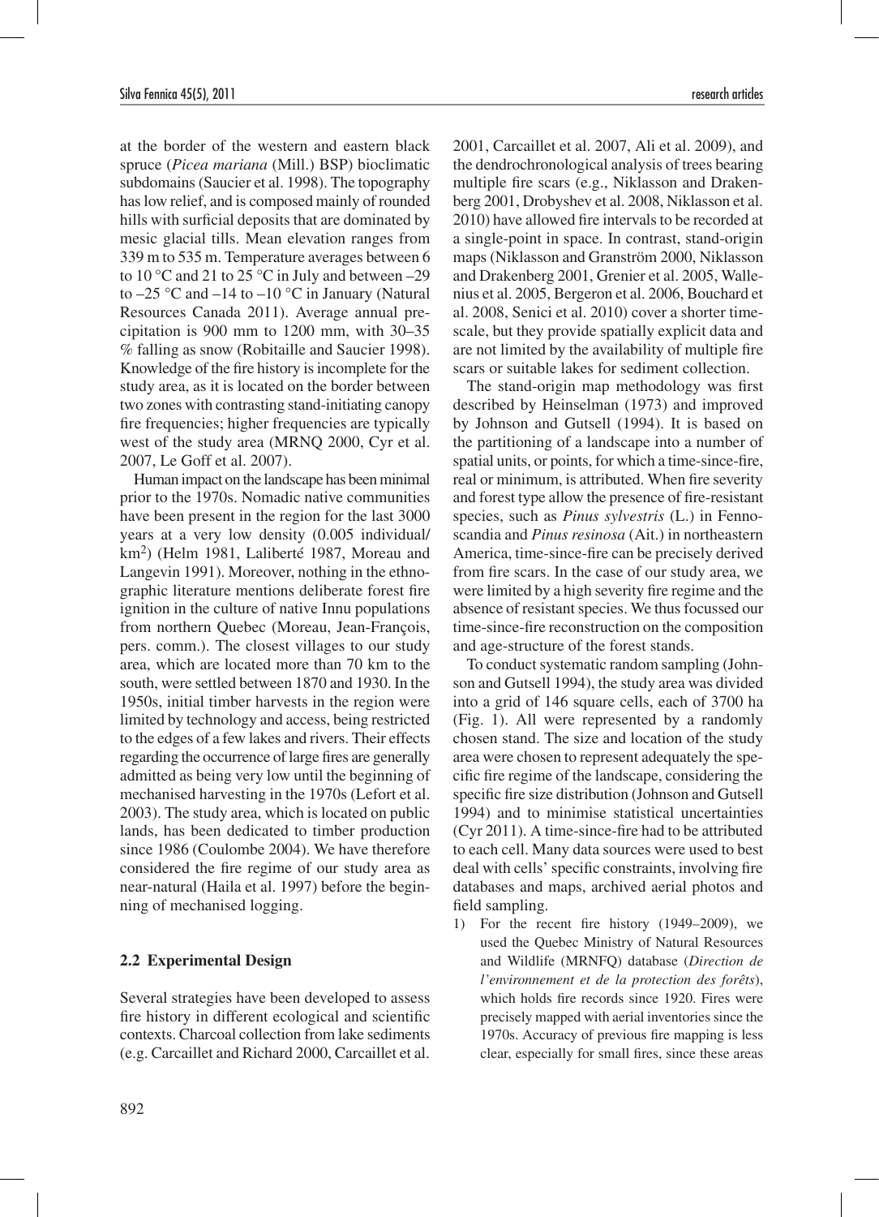at the border of the western and eastern black spruce (*Picea mariana* (Mill.) BSP) bioclimatic subdomains (Saucier et al. 1998). The topography has low relief, and is composed mainly of rounded hills with surficial deposits that are dominated by mesic glacial tills. Mean elevation ranges from 339 m to 535 m. Temperature averages between 6 to 10 °C and 21 to 25 °C in July and between –29 to –25 °C and –14 to –10 °C in January (Natural Resources Canada 2011). Average annual precipitation is 900 mm to 1200 mm, with 30–35 % falling as snow (Robitaille and Saucier 1998). Knowledge of the fire history is incomplete for the study area, as it is located on the border between two zones with contrasting stand-initiating canopy fire frequencies; higher frequencies are typically west of the study area (MRNQ 2000, Cyr et al. 2007, Le Goff et al. 2007).

Human impact on the landscape has been minimal prior to the 1970s. Nomadic native communities have been present in the region for the last 3000 years at a very low density (0.005 individual/km$^2$) (Helm 1981, Laliberté 1987, Moreau and Langevin 1991). Moreover, nothing in the ethnographic literature mentions deliberate forest fire ignition in the culture of native Innu populations from northern Quebec (Moreau, Jean-François, pers. comm.). The closest villages to our study area, which are located more than 70 km to the south, were settled between 1870 and 1930. In the 1950s, initial timber harvests in the region were limited by technology and access, being restricted to the edges of a few lakes and rivers. Their effects regarding the occurrence of large fires are generally admitted as being very low until the beginning of mechanised harvesting in the 1970s (Lefort et al. 2003). The study area, which is located on public lands, has been dedicated to timber production since 1986 (Coulombe 2004). We have therefore considered the fire regime of our study area as near-natural (Haila et al. 1997) before the beginning of mechanised logging.

### 2.2 Experimental Design

Several strategies have been developed to assess fire history in different ecological and scientific contexts. Charcoal collection from lake sediments (e.g. Carcaillet and Richard 2000, Carcaillet et al. 2001, Carcaillet et al. 2007, Ali et al. 2009), and the dendrochronological analysis of trees bearing multiple fire scars (e.g., Niklasson and Drakenberg 2001, Drobyshev et al. 2008, Niklasson et al. 2010) have allowed fire intervals to be recorded at a single-point in space. In contrast, stand-origin maps (Niklasson and Granström 2000, Niklasson and Drakenberg 2001, Grenier et al. 2005, Wallenius et al. 2005, Bergeron et al. 2006, Bouchard et al. 2008, Senici et al. 2010) cover a shorter timescale, but they provide spatially explicit data and are not limited by the availability of multiple fire scars or suitable lakes for sediment collection.

The stand-origin map methodology was first described by Heinselman (1973) and improved by Johnson and Gutsell (1994). It is based on the partitioning of a landscape into a number of spatial units, or points, for which a time-since-fire, real or minimum, is attributed. When fire severity and forest type allow the presence of fire-resistant species, such as *Pinus sylvestris* (L.) in Fennoscandia and *Pinus resinosa* (Ait.) in northeastern America, time-since-fire can be precisely derived from fire scars. In the case of our study area, we were limited by a high severity fire regime and the absence of resistant species. We thus focussed our time-since-fire reconstruction on the composition and age-structure of the forest stands.

To conduct systematic random sampling (Johnson and Gutsell 1994), the study area was divided into a grid of 146 square cells, each of 3700 ha (Fig. 1). All were represented by a randomly chosen stand. The size and location of the study area were chosen to represent adequately the specific fire regime of the landscape, considering the specific fire size distribution (Johnson and Gutsell 1994) and to minimise statistical uncertainties (Cyr 2011). A time-since-fire had to be attributed to each cell. Many data sources were used to best deal with cells' specific constraints, involving fire databases and maps, archived aerial photos and field sampling.

1) For the recent fire history (1949–2009), we used the Quebec Ministry of Natural Resources and Wildlife (MRNFQ) database (*Direction de l'environnement et de la protection des forêts*), which holds fire records since 1920. Fires were precisely mapped with aerial inventories since the 1970s. Accuracy of previous fire mapping is less clear, especially for small fires, since these areas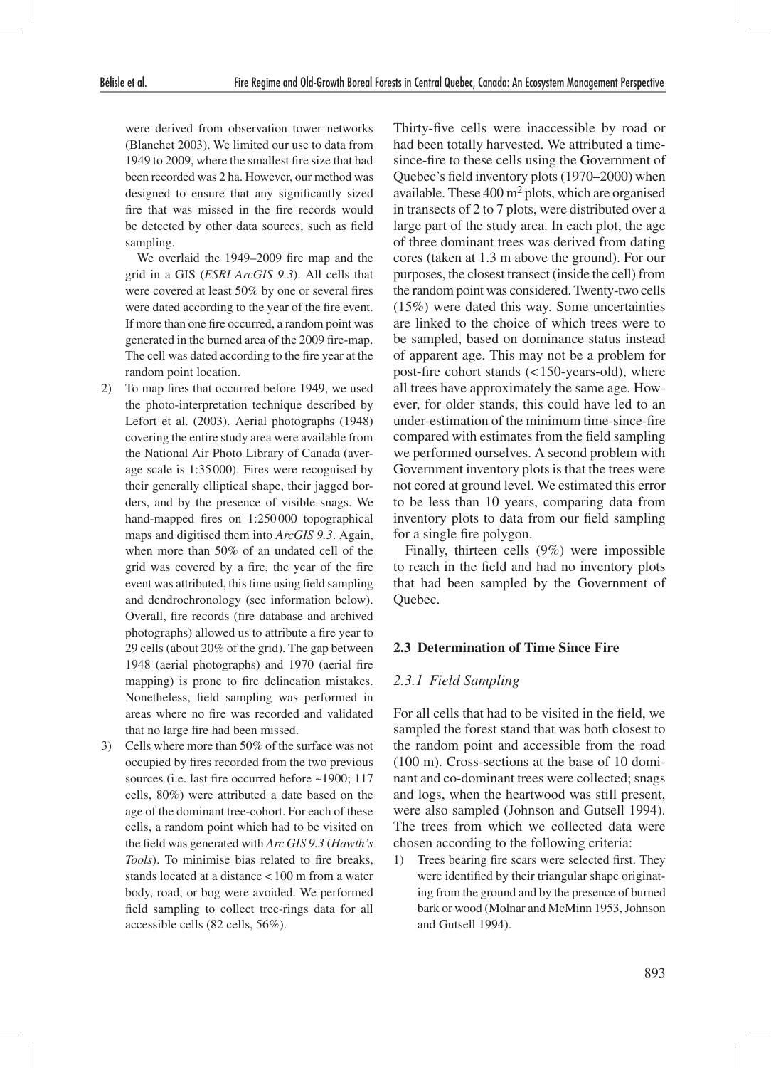were derived from observation tower networks (Blanchet 2003). We limited our use to data from 1949 to 2009, where the smallest fire size that had been recorded was 2 ha. However, our method was designed to ensure that any significantly sized fire that was missed in the fire records would be detected by other data sources, such as field sampling.

We overlaid the 1949–2009 fire map and the grid in a GIS (*ESRI ArcGIS 9.3*). All cells that were covered at least 50% by one or several fires were dated according to the year of the fire event. If more than one fire occurred, a random point was generated in the burned area of the 2009 fire-map. The cell was dated according to the fire year at the random point location.

2) To map fires that occurred before 1949, we used the photo-interpretation technique described by Lefort et al. (2003). Aerial photographs (1948) covering the entire study area were available from the National Air Photo Library of Canada (average scale is 1:35 000). Fires were recognised by their generally elliptical shape, their jagged borders, and by the presence of visible snags. We hand-mapped fires on 1:250 000 topographical maps and digitised them into *ArcGIS 9.3*. Again, when more than 50% of an undated cell of the grid was covered by a fire, the year of the fire event was attributed, this time using field sampling and dendrochronology (see information below). Overall, fire records (fire database and archived photographs) allowed us to attribute a fire year to 29 cells (about 20% of the grid). The gap between 1948 (aerial photographs) and 1970 (aerial fire mapping) is prone to fire delineation mistakes. Nonetheless, field sampling was performed in areas where no fire was recorded and validated that no large fire had been missed.

3) Cells where more than 50% of the surface was not occupied by fires recorded from the two previous sources (i.e. last fire occurred before ~1900; 117 cells, 80%) were attributed a date based on the age of the dominant tree-cohort. For each of these cells, a random point which had to be visited on the field was generated with *Arc GIS 9.3* (*Hawth's Tools*). To minimise bias related to fire breaks, stands located at a distance < 100 m from a water body, road, or bog were avoided. We performed field sampling to collect tree-rings data for all accessible cells (82 cells, 56%).

Thirty-five cells were inaccessible by road or had been totally harvested. We attributed a time-since-fire to these cells using the Government of Quebec's field inventory plots (1970–2000) when available. These 400 $m^2$ plots, which are organised in transects of 2 to 7 plots, were distributed over a large part of the study area. In each plot, the age of three dominant trees was derived from dating cores (taken at 1.3 m above the ground). For our purposes, the closest transect (inside the cell) from the random point was considered. Twenty-two cells (15%) were dated this way. Some uncertainties are linked to the choice of which trees were to be sampled, based on dominance status instead of apparent age. This may not be a problem for post-fire cohort stands (< 150-years-old), where all trees have approximately the same age. However, for older stands, this could have led to an under-estimation of the minimum time-since-fire compared with estimates from the field sampling we performed ourselves. A second problem with Government inventory plots is that the trees were not cored at ground level. We estimated this error to be less than 10 years, comparing data from inventory plots to data from our field sampling for a single fire polygon.

Finally, thirteen cells (9%) were impossible to reach in the field and had no inventory plots that had been sampled by the Government of Quebec.

## 2.3 Determination of Time Since Fire

### 2.3.1 Field Sampling

For all cells that had to be visited in the field, we sampled the forest stand that was both closest to the random point and accessible from the road (100 m). Cross-sections at the base of 10 dominant and co-dominant trees were collected; snags and logs, when the heartwood was still present, were also sampled (Johnson and Gutsell 1994). The trees from which we collected data were chosen according to the following criteria:

1) Trees bearing fire scars were selected first. They were identified by their triangular shape originating from the ground and by the presence of burned bark or wood (Molnar and McMinn 1953, Johnson and Gutsell 1994).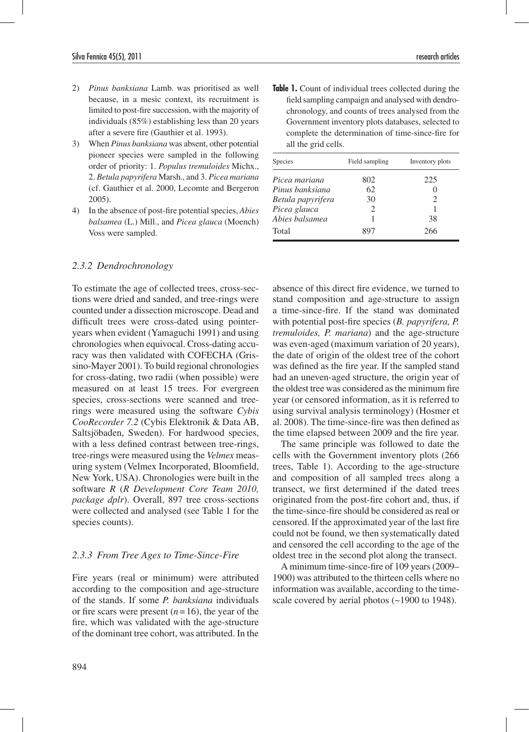2) *Pinus banksiana* Lamb. was prioritised as well because, in a mesic context, its recruitment is limited to post-fire succession, with the majority of individuals (85%) establishing less than 20 years after a severe fire (Gauthier et al. 1993).
3) When *Pinus banksiana* was absent, other potential pioneer species were sampled in the following order of priority: 1. *Populus tremuloides* Michx., 2. *Betula papyrifera* Marsh., and 3. *Picea mariana* (cf. Gauthier et al. 2000, Lecomte and Bergeron 2005).
4) In the absence of post-fire potential species, *Abies balsamea* (L.) Mill., and *Picea glauca* (Moench) Voss were sampled.

### 2.3.2 Dendrochronology

To estimate the age of collected trees, cross-sections were dried and sanded, and tree-rings were counted under a dissection microscope. Dead and difficult trees were cross-dated using pointer-years when evident (Yamaguchi 1991) and using chronologies when equivocal. Cross-dating accuracy was then validated with COFECHA (Grissino-Mayer 2001). To build regional chronologies for cross-dating, two radii (when possible) were measured on at least 15 trees. For evergreen species, cross-sections were scanned and tree-rings were measured using the software *Cybis CooRecorder 7.2* (Cybis Elektronik & Data AB, Saltsjöbaden, Sweden). For hardwood species, with a less defined contrast between tree-rings, tree-rings were measured using the *Velmex* measuring system (Velmex Incorporated, Bloomfield, New York, USA). Chronologies were built in the software *R* (*R Development Core Team 2010, package dplr*). Overall, 897 tree cross-sections were collected and analysed (see Table 1 for the species counts).

**Table 1.** Count of individual trees collected during the field sampling campaign and analysed with dendrochronology, and counts of trees analysed from the Government inventory plots databases, selected to complete the determination of time-since-fire for all the grid cells.

| Species | Field sampling | Inventory plots |
|---|---|---|
| *Picea mariana* | 802 | 225 |
| *Pinus banksiana* | 62 | 0 |
| *Betula papyrifera* | 30 | 2 |
| *Picea glauca* | 2 | 1 |
| *Abies balsamea* | 1 | 38 |
| Total | 897 | 266 |

### 2.3.3 From Tree Ages to Time-Since-Fire

Fire years (real or minimum) were attributed according to the composition and age-structure of the stands. If some *P. banksiana* individuals or fire scars were present ($n = 16$), the year of the fire, which was validated with the age-structure of the dominant tree cohort, was attributed. In the absence of this direct fire evidence, we turned to stand composition and age-structure to assign a time-since-fire. If the stand was dominated with potential post-fire species (*B. papyrifera, P. tremuloides, P. mariana*) and the age-structure was even-aged (maximum variation of 20 years), the date of origin of the oldest tree of the cohort was defined as the fire year. If the sampled stand had an uneven-aged structure, the origin year of the oldest tree was considered as the minimum fire year (or censored information, as it is referred to using survival analysis terminology) (Hosmer et al. 2008). The time-since-fire was then defined as the time elapsed between 2009 and the fire year.

The same principle was followed to date the cells with the Government inventory plots (266 trees, Table 1). According to the age-structure and composition of all sampled trees along a transect, we first determined if the dated trees originated from the post-fire cohort and, thus, if the time-since-fire should be considered as real or censored. If the approximated year of the last fire could not be found, we then systematically dated and censored the cell according to the age of the oldest tree in the second plot along the transect.

A minimum time-since-fire of 109 years (2009–1900) was attributed to the thirteen cells where no information was available, according to the time-scale covered by aerial photos (~1900 to 1948).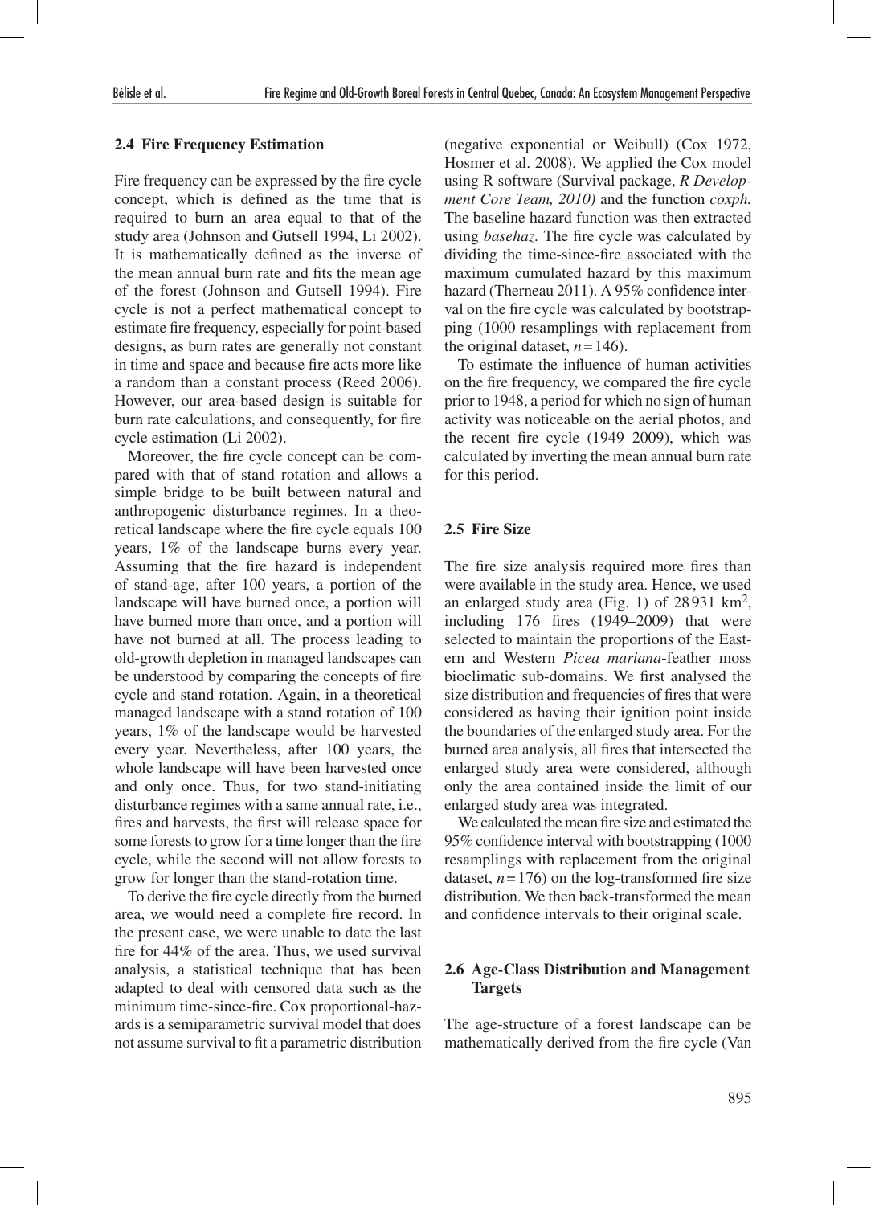### 2.4 Fire Frequency Estimation

Fire frequency can be expressed by the fire cycle concept, which is defined as the time that is required to burn an area equal to that of the study area (Johnson and Gutsell 1994, Li 2002). It is mathematically defined as the inverse of the mean annual burn rate and fits the mean age of the forest (Johnson and Gutsell 1994). Fire cycle is not a perfect mathematical concept to estimate fire frequency, especially for point-based designs, as burn rates are generally not constant in time and space and because fire acts more like a random than a constant process (Reed 2006). However, our area-based design is suitable for burn rate calculations, and consequently, for fire cycle estimation (Li 2002).

Moreover, the fire cycle concept can be compared with that of stand rotation and allows a simple bridge to be built between natural and anthropogenic disturbance regimes. In a theoretical landscape where the fire cycle equals 100 years, 1% of the landscape burns every year. Assuming that the fire hazard is independent of stand-age, after 100 years, a portion of the landscape will have burned once, a portion will have burned more than once, and a portion will have not burned at all. The process leading to old-growth depletion in managed landscapes can be understood by comparing the concepts of fire cycle and stand rotation. Again, in a theoretical managed landscape with a stand rotation of 100 years, 1% of the landscape would be harvested every year. Nevertheless, after 100 years, the whole landscape will have been harvested once and only once. Thus, for two stand-initiating disturbance regimes with a same annual rate, i.e., fires and harvests, the first will release space for some forests to grow for a time longer than the fire cycle, while the second will not allow forests to grow for longer than the stand-rotation time.

To derive the fire cycle directly from the burned area, we would need a complete fire record. In the present case, we were unable to date the last fire for 44% of the area. Thus, we used survival analysis, a statistical technique that has been adapted to deal with censored data such as the minimum time-since-fire. Cox proportional-hazards is a semiparametric survival model that does not assume survival to fit a parametric distribution (negative exponential or Weibull) (Cox 1972, Hosmer et al. 2008). We applied the Cox model using R software (Survival package, *R Development Core Team, 2010)* and the function *coxph.* The baseline hazard function was then extracted using *basehaz.* The fire cycle was calculated by dividing the time-since-fire associated with the maximum cumulated hazard by this maximum hazard (Therneau 2011). A 95% confidence interval on the fire cycle was calculated by bootstrapping (1000 resamplings with replacement from the original dataset, $n = 146$).

To estimate the influence of human activities on the fire frequency, we compared the fire cycle prior to 1948, a period for which no sign of human activity was noticeable on the aerial photos, and the recent fire cycle (1949–2009), which was calculated by inverting the mean annual burn rate for this period.

### 2.5 Fire Size

The fire size analysis required more fires than were available in the study area. Hence, we used an enlarged study area (Fig. 1) of 28 931 km$^2$, including 176 fires (1949–2009) that were selected to maintain the proportions of the Eastern and Western *Picea mariana*-feather moss bioclimatic sub-domains. We first analysed the size distribution and frequencies of fires that were considered as having their ignition point inside the boundaries of the enlarged study area. For the burned area analysis, all fires that intersected the enlarged study area were considered, although only the area contained inside the limit of our enlarged study area was integrated.

We calculated the mean fire size and estimated the 95% confidence interval with bootstrapping (1000 resamplings with replacement from the original dataset, $n = 176$) on the log-transformed fire size distribution. We then back-transformed the mean and confidence intervals to their original scale.

### 2.6 Age-Class Distribution and Management Targets

The age-structure of a forest landscape can be mathematically derived from the fire cycle (Van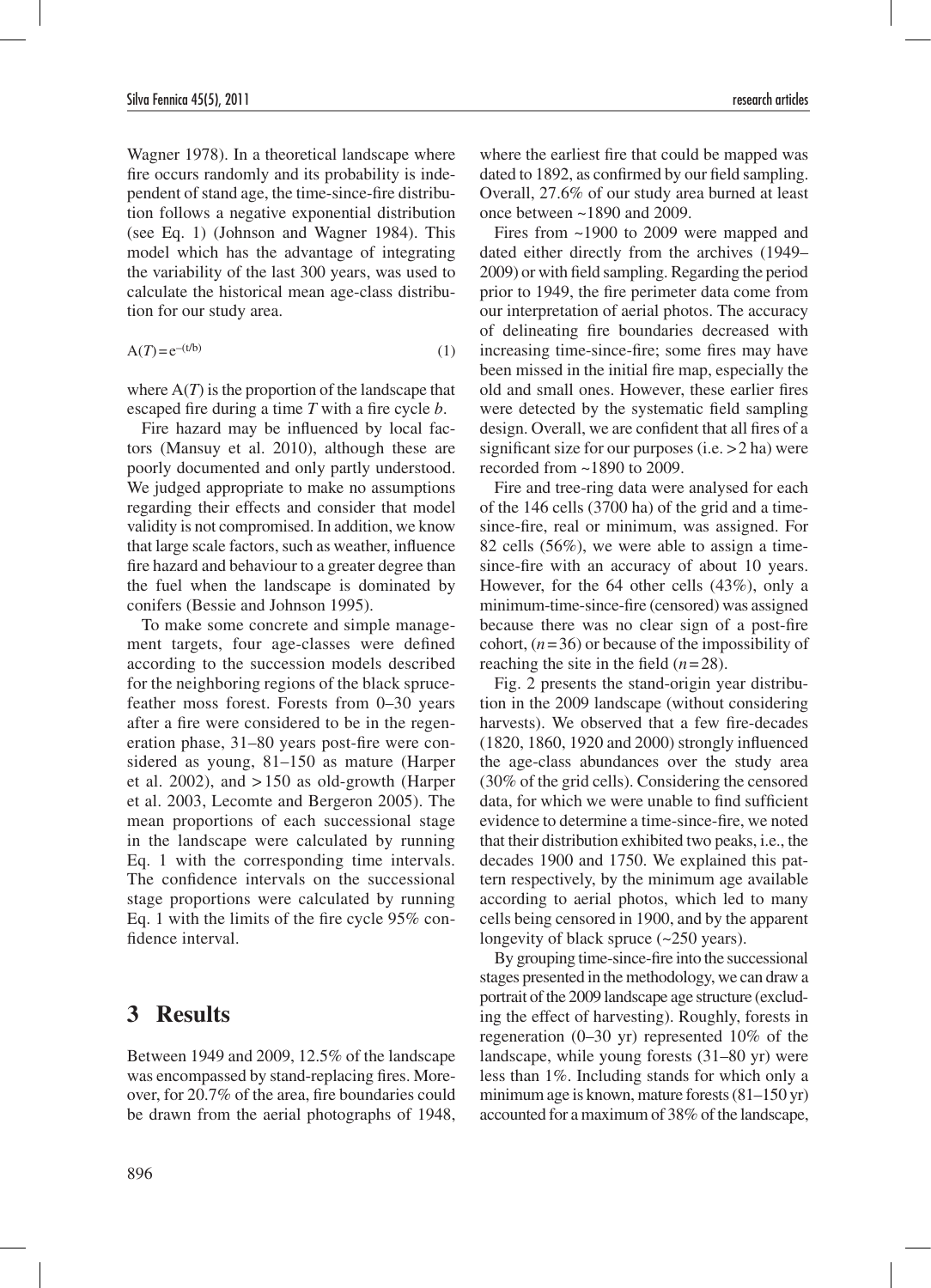Wagner 1978). In a theoretical landscape where fire occurs randomly and its probability is independent of stand age, the time-since-fire distribution follows a negative exponential distribution (see Eq. 1) (Johnson and Wagner 1984). This model which has the advantage of integrating the variability of the last 300 years, was used to calculate the historical mean age-class distribution for our study area.

$$A(T) = e^{-(t/b)} \tag{1}$$

where $A(T)$ is the proportion of the landscape that escaped fire during a time $T$ with a fire cycle $b$.

Fire hazard may be influenced by local factors (Mansuy et al. 2010), although these are poorly documented and only partly understood. We judged appropriate to make no assumptions regarding their effects and consider that model validity is not compromised. In addition, we know that large scale factors, such as weather, influence fire hazard and behaviour to a greater degree than the fuel when the landscape is dominated by conifers (Bessie and Johnson 1995).

To make some concrete and simple management targets, four age-classes were defined according to the succession models described for the neighboring regions of the black spruce-feather moss forest. Forests from 0–30 years after a fire were considered to be in the regeneration phase, 31–80 years post-fire were considered as young, 81–150 as mature (Harper et al. 2002), and >150 as old-growth (Harper et al. 2003, Lecomte and Bergeron 2005). The mean proportions of each successional stage in the landscape were calculated by running Eq. 1 with the corresponding time intervals. The confidence intervals on the successional stage proportions were calculated by running Eq. 1 with the limits of the fire cycle 95% confidence interval.

# 3 Results

Between 1949 and 2009, 12.5% of the landscape was encompassed by stand-replacing fires. Moreover, for 20.7% of the area, fire boundaries could be drawn from the aerial photographs of 1948, where the earliest fire that could be mapped was dated to 1892, as confirmed by our field sampling. Overall, 27.6% of our study area burned at least once between ~1890 and 2009.

Fires from ~1900 to 2009 were mapped and dated either directly from the archives (1949–2009) or with field sampling. Regarding the period prior to 1949, the fire perimeter data come from our interpretation of aerial photos. The accuracy of delineating fire boundaries decreased with increasing time-since-fire; some fires may have been missed in the initial fire map, especially the old and small ones. However, these earlier fires were detected by the systematic field sampling design. Overall, we are confident that all fires of a significant size for our purposes (i.e. >2 ha) were recorded from ~1890 to 2009.

Fire and tree-ring data were analysed for each of the 146 cells (3700 ha) of the grid and a time-since-fire, real or minimum, was assigned. For 82 cells (56%), we were able to assign a time-since-fire with an accuracy of about 10 years. However, for the 64 other cells (43%), only a minimum-time-since-fire (censored) was assigned because there was no clear sign of a post-fire cohort, ($n = 36$) or because of the impossibility of reaching the site in the field ($n = 28$).

Fig. 2 presents the stand-origin year distribution in the 2009 landscape (without considering harvests). We observed that a few fire-decades (1820, 1860, 1920 and 2000) strongly influenced the age-class abundances over the study area (30% of the grid cells). Considering the censored data, for which we were unable to find sufficient evidence to determine a time-since-fire, we noted that their distribution exhibited two peaks, i.e., the decades 1900 and 1750. We explained this pattern respectively, by the minimum age available according to aerial photos, which led to many cells being censored in 1900, and by the apparent longevity of black spruce (~250 years).

By grouping time-since-fire into the successional stages presented in the methodology, we can draw a portrait of the 2009 landscape age structure (excluding the effect of harvesting). Roughly, forests in regeneration (0–30 yr) represented 10% of the landscape, while young forests (31–80 yr) were less than 1%. Including stands for which only a minimum age is known, mature forests (81–150 yr) accounted for a maximum of 38% of the landscape,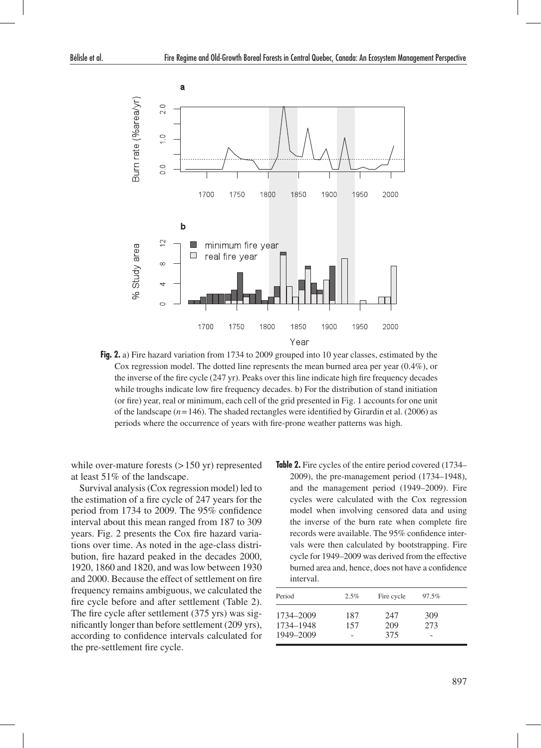**Fig. 2.** a) Fire hazard variation from 1734 to 2009 grouped into 10 year classes, estimated by the Cox regression model. The dotted line represents the mean burned area per year (0.4%), or the inverse of the fire cycle (247 yr). Peaks over this line indicate high fire frequency decades while troughs indicate low fire frequency decades. b) For the distribution of stand initiation (or fire) year, real or minimum, each cell of the grid presented in Fig. 1 accounts for one unit of the landscape ($n = 146$). The shaded rectangles were identified by Girardin et al. (2006) as periods where the occurrence of years with fire-prone weather patterns was high.

while over-mature forests (> 150 yr) represented at least 51% of the landscape.

Survival analysis (Cox regression model) led to the estimation of a fire cycle of 247 years for the period from 1734 to 2009. The 95% confidence interval about this mean ranged from 187 to 309 years. Fig. 2 presents the Cox fire hazard variations over time. As noted in the age-class distribution, fire hazard peaked in the decades 2000, 1920, 1860 and 1820, and was low between 1930 and 2000. Because the effect of settlement on fire frequency remains ambiguous, we calculated the fire cycle before and after settlement (Table 2). The fire cycle after settlement (375 yrs) was significantly longer than before settlement (209 yrs), according to confidence intervals calculated for the pre-settlement fire cycle.

**Table 2.** Fire cycles of the entire period covered (1734–2009), the pre-management period (1734–1948), and the management period (1949–2009). Fire cycles were calculated with the Cox regression model when involving censored data and using the inverse of the burn rate when complete fire records were available. The 95% confidence intervals were then calculated by bootstrapping. Fire cycle for 1949–2009 was derived from the effective burned area and, hence, does not have a confidence interval.

| Period | 2.5% | Fire cycle | 97.5% |
|---|---|---|---|
| 1734–2009 | 187 | 247 | 309 |
| 1734–1948 | 157 | 209 | 273 |
| 1949–2009 | - | 375 | - |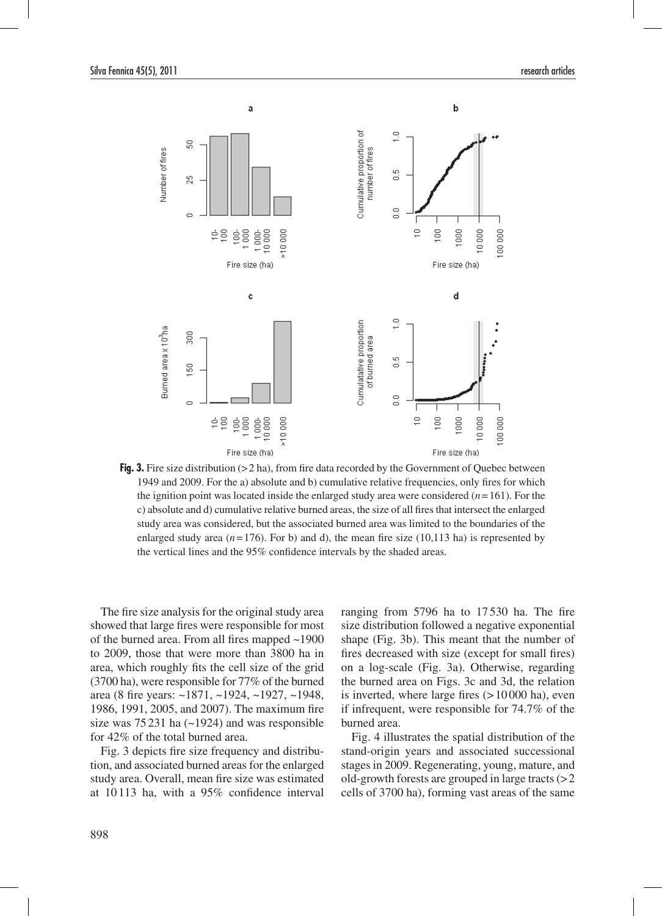**Fig. 3.** Fire size distribution (>2 ha), from fire data recorded by the Government of Quebec between 1949 and 2009. For the a) absolute and b) cumulative relative frequencies, only fires for which the ignition point was located inside the enlarged study area were considered ($n = 161$). For the c) absolute and d) cumulative relative burned areas, the size of all fires that intersect the enlarged study area was considered, but the associated burned area was limited to the boundaries of the enlarged study area ($n = 176$). For b) and d), the mean fire size (10,113 ha) is represented by the vertical lines and the 95% confidence intervals by the shaded areas.

The fire size analysis for the original study area showed that large fires were responsible for most of the burned area. From all fires mapped ~1900 to 2009, those that were more than 3800 ha in area, which roughly fits the cell size of the grid (3700 ha), were responsible for 77% of the burned area (8 fire years: ~1871, ~1924, ~1927, ~1948, 1986, 1991, 2005, and 2007). The maximum fire size was 75 231 ha (~1924) and was responsible for 42% of the total burned area.

Fig. 3 depicts fire size frequency and distribution, and associated burned areas for the enlarged study area. Overall, mean fire size was estimated at 10 113 ha, with a 95% confidence interval ranging from 5796 ha to 17 530 ha. The fire size distribution followed a negative exponential shape (Fig. 3b). This meant that the number of fires decreased with size (except for small fires) on a log-scale (Fig. 3a). Otherwise, regarding the burned area on Figs. 3c and 3d, the relation is inverted, where large fires (>10 000 ha), even if infrequent, were responsible for 74.7% of the burned area.

Fig. 4 illustrates the spatial distribution of the stand-origin years and associated successional stages in 2009. Regenerating, young, mature, and old-growth forests are grouped in large tracts (>2 cells of 3700 ha), forming vast areas of the same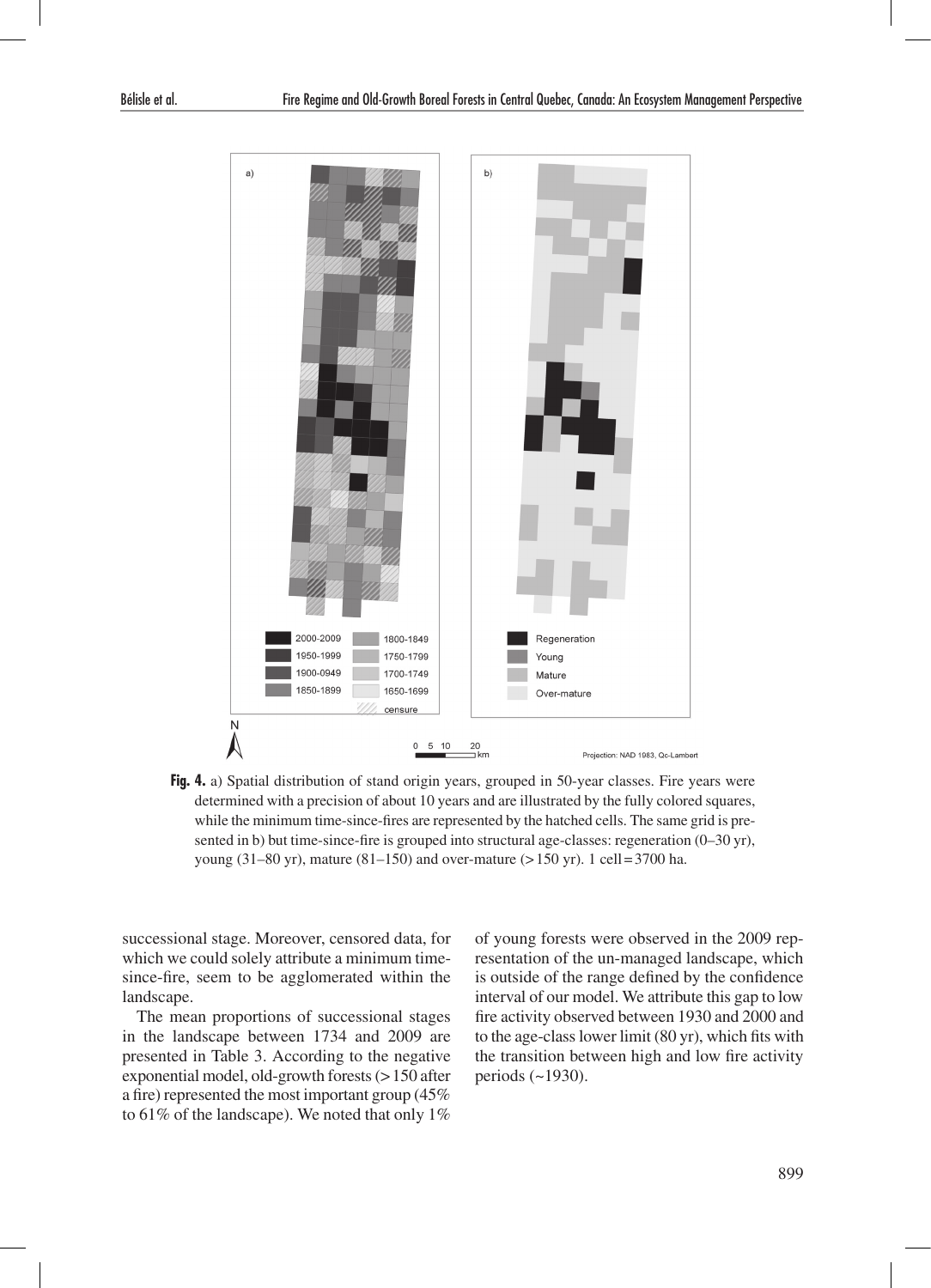**Fig. 4.** a) Spatial distribution of stand origin years, grouped in 50-year classes. Fire years were determined with a precision of about 10 years and are illustrated by the fully colored squares, while the minimum time-since-fires are represented by the hatched cells. The same grid is presented in b) but time-since-fire is grouped into structural age-classes: regeneration (0–30 yr), young (31–80 yr), mature (81–150) and over-mature (> 150 yr). 1 cell = 3700 ha.

successional stage. Moreover, censored data, for which we could solely attribute a minimum time-since-fire, seem to be agglomerated within the landscape.

The mean proportions of successional stages in the landscape between 1734 and 2009 are presented in Table 3. According to the negative exponential model, old-growth forests (> 150 after a fire) represented the most important group (45% to 61% of the landscape). We noted that only 1% of young forests were observed in the 2009 representation of the un-managed landscape, which is outside of the range defined by the confidence interval of our model. We attribute this gap to low fire activity observed between 1930 and 2000 and to the age-class lower limit (80 yr), which fits with the transition between high and low fire activity periods (~1930).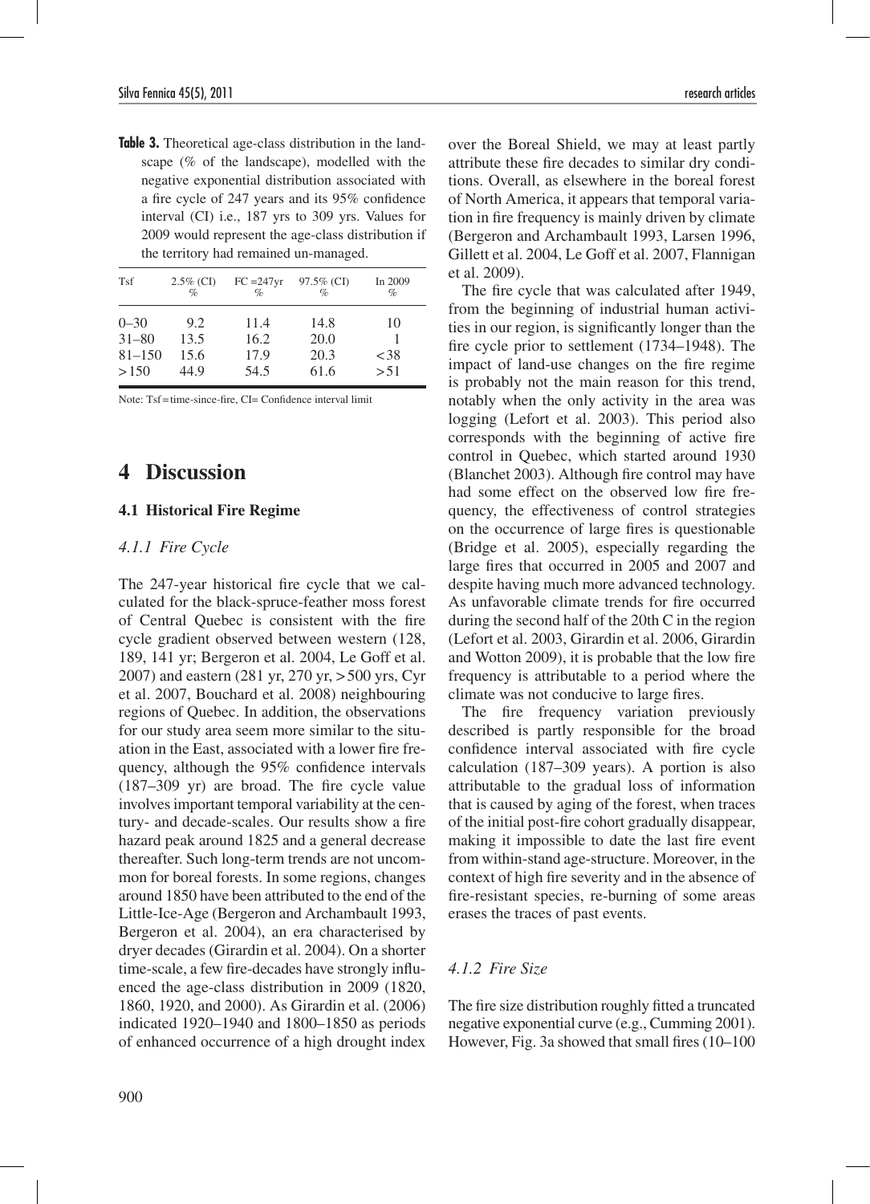**Table 3.** Theoretical age-class distribution in the landscape (% of the landscape), modelled with the negative exponential distribution associated with a fire cycle of 247 years and its 95% confidence interval (CI) i.e., 187 yrs to 309 yrs. Values for 2009 would represent the age-class distribution if the territory had remained un-managed.

| Tsf | 2.5% (CI) % | FC = 247yr % | 97.5% (CI) % | In 2009 % |
|---|---|---|---|---|
| 0–30 | 9.2 | 11.4 | 14.8 | 10 |
| 31–80 | 13.5 | 16.2 | 20.0 | 1 |
| 81–150 | 15.6 | 17.9 | 20.3 | < 38 |
| > 150 | 44.9 | 54.5 | 61.6 | > 51 |

Note: Tsf = time-since-fire, CI= Confidence interval limit

# 4 Discussion

## 4.1 Historical Fire Regime

### *4.1.1 Fire Cycle*

The 247-year historical fire cycle that we calculated for the black-spruce-feather moss forest of Central Quebec is consistent with the fire cycle gradient observed between western (128, 189, 141 yr; Bergeron et al. 2004, Le Goff et al. 2007) and eastern (281 yr, 270 yr, > 500 yrs, Cyr et al. 2007, Bouchard et al. 2008) neighbouring regions of Quebec. In addition, the observations for our study area seem more similar to the situation in the East, associated with a lower fire frequency, although the 95% confidence intervals (187–309 yr) are broad. The fire cycle value involves important temporal variability at the century- and decade-scales. Our results show a fire hazard peak around 1825 and a general decrease thereafter. Such long-term trends are not uncommon for boreal forests. In some regions, changes around 1850 have been attributed to the end of the Little-Ice-Age (Bergeron and Archambault 1993, Bergeron et al. 2004), an era characterised by dryer decades (Girardin et al. 2004). On a shorter time-scale, a few fire-decades have strongly influenced the age-class distribution in 2009 (1820, 1860, 1920, and 2000). As Girardin et al. (2006) indicated 1920–1940 and 1800–1850 as periods of enhanced occurrence of a high drought index over the Boreal Shield, we may at least partly attribute these fire decades to similar dry conditions. Overall, as elsewhere in the boreal forest of North America, it appears that temporal variation in fire frequency is mainly driven by climate (Bergeron and Archambault 1993, Larsen 1996, Gillett et al. 2004, Le Goff et al. 2007, Flannigan et al. 2009).

The fire cycle that was calculated after 1949, from the beginning of industrial human activities in our region, is significantly longer than the fire cycle prior to settlement (1734–1948). The impact of land-use changes on the fire regime is probably not the main reason for this trend, notably when the only activity in the area was logging (Lefort et al. 2003). This period also corresponds with the beginning of active fire control in Quebec, which started around 1930 (Blanchet 2003). Although fire control may have had some effect on the observed low fire frequency, the effectiveness of control strategies on the occurrence of large fires is questionable (Bridge et al. 2005), especially regarding the large fires that occurred in 2005 and 2007 and despite having much more advanced technology. As unfavorable climate trends for fire occurred during the second half of the 20th C in the region (Lefort et al. 2003, Girardin et al. 2006, Girardin and Wotton 2009), it is probable that the low fire frequency is attributable to a period where the climate was not conducive to large fires.

The fire frequency variation previously described is partly responsible for the broad confidence interval associated with fire cycle calculation (187–309 years). A portion is also attributable to the gradual loss of information that is caused by aging of the forest, when traces of the initial post-fire cohort gradually disappear, making it impossible to date the last fire event from within-stand age-structure. Moreover, in the context of high fire severity and in the absence of fire-resistant species, re-burning of some areas erases the traces of past events.

### *4.1.2 Fire Size*

The fire size distribution roughly fitted a truncated negative exponential curve (e.g., Cumming 2001). However, Fig. 3a showed that small fires (10–100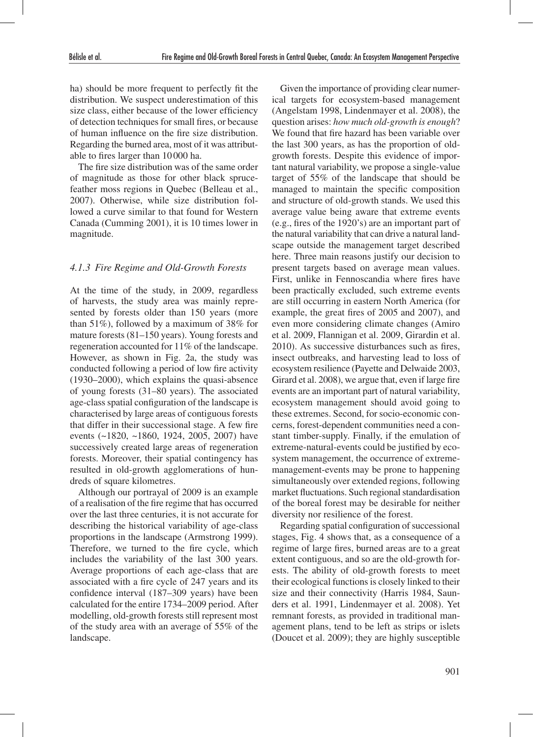ha) should be more frequent to perfectly fit the distribution. We suspect underestimation of this size class, either because of the lower efficiency of detection techniques for small fires, or because of human influence on the fire size distribution. Regarding the burned area, most of it was attributable to fires larger than 10 000 ha.

The fire size distribution was of the same order of magnitude as those for other black spruce-feather moss regions in Quebec (Belleau et al., 2007). Otherwise, while size distribution followed a curve similar to that found for Western Canada (Cumming 2001), it is 10 times lower in magnitude.

### *4.1.3 Fire Regime and Old-Growth Forests*

At the time of the study, in 2009, regardless of harvests, the study area was mainly represented by forests older than 150 years (more than 51%), followed by a maximum of 38% for mature forests (81–150 years). Young forests and regeneration accounted for 11% of the landscape. However, as shown in Fig. 2a, the study was conducted following a period of low fire activity (1930–2000), which explains the quasi-absence of young forests (31–80 years). The associated age-class spatial configuration of the landscape is characterised by large areas of contiguous forests that differ in their successional stage. A few fire events (~1820, ~1860, 1924, 2005, 2007) have successively created large areas of regeneration forests. Moreover, their spatial contingency has resulted in old-growth agglomerations of hundreds of square kilometres.

Although our portrayal of 2009 is an example of a realisation of the fire regime that has occurred over the last three centuries, it is not accurate for describing the historical variability of age-class proportions in the landscape (Armstrong 1999). Therefore, we turned to the fire cycle, which includes the variability of the last 300 years. Average proportions of each age-class that are associated with a fire cycle of 247 years and its confidence interval (187–309 years) have been calculated for the entire 1734–2009 period. After modelling, old-growth forests still represent most of the study area with an average of 55% of the landscape.

Given the importance of providing clear numerical targets for ecosystem-based management (Angelstam 1998, Lindenmayer et al. 2008), the question arises: *how much old-growth is enough*? We found that fire hazard has been variable over the last 300 years, as has the proportion of old-growth forests. Despite this evidence of important natural variability, we propose a single-value target of 55% of the landscape that should be managed to maintain the specific composition and structure of old-growth stands. We used this average value being aware that extreme events (e.g., fires of the 1920's) are an important part of the natural variability that can drive a natural landscape outside the management target described here. Three main reasons justify our decision to present targets based on average mean values. First, unlike in Fennoscandia where fires have been practically excluded, such extreme events are still occurring in eastern North America (for example, the great fires of 2005 and 2007), and even more considering climate changes (Amiro et al. 2009, Flannigan et al. 2009, Girardin et al. 2010). As successive disturbances such as fires, insect outbreaks, and harvesting lead to loss of ecosystem resilience (Payette and Delwaide 2003, Girard et al. 2008), we argue that, even if large fire events are an important part of natural variability, ecosystem management should avoid going to these extremes. Second, for socio-economic concerns, forest-dependent communities need a constant timber-supply. Finally, if the emulation of extreme-natural-events could be justified by ecosystem management, the occurrence of extreme-management-events may be prone to happening simultaneously over extended regions, following market fluctuations. Such regional standardisation of the boreal forest may be desirable for neither diversity nor resilience of the forest.

Regarding spatial configuration of successional stages, Fig. 4 shows that, as a consequence of a regime of large fires, burned areas are to a great extent contiguous, and so are the old-growth forests. The ability of old-growth forests to meet their ecological functions is closely linked to their size and their connectivity (Harris 1984, Saunders et al. 1991, Lindenmayer et al. 2008). Yet remnant forests, as provided in traditional management plans, tend to be left as strips or islets (Doucet et al. 2009); they are highly susceptible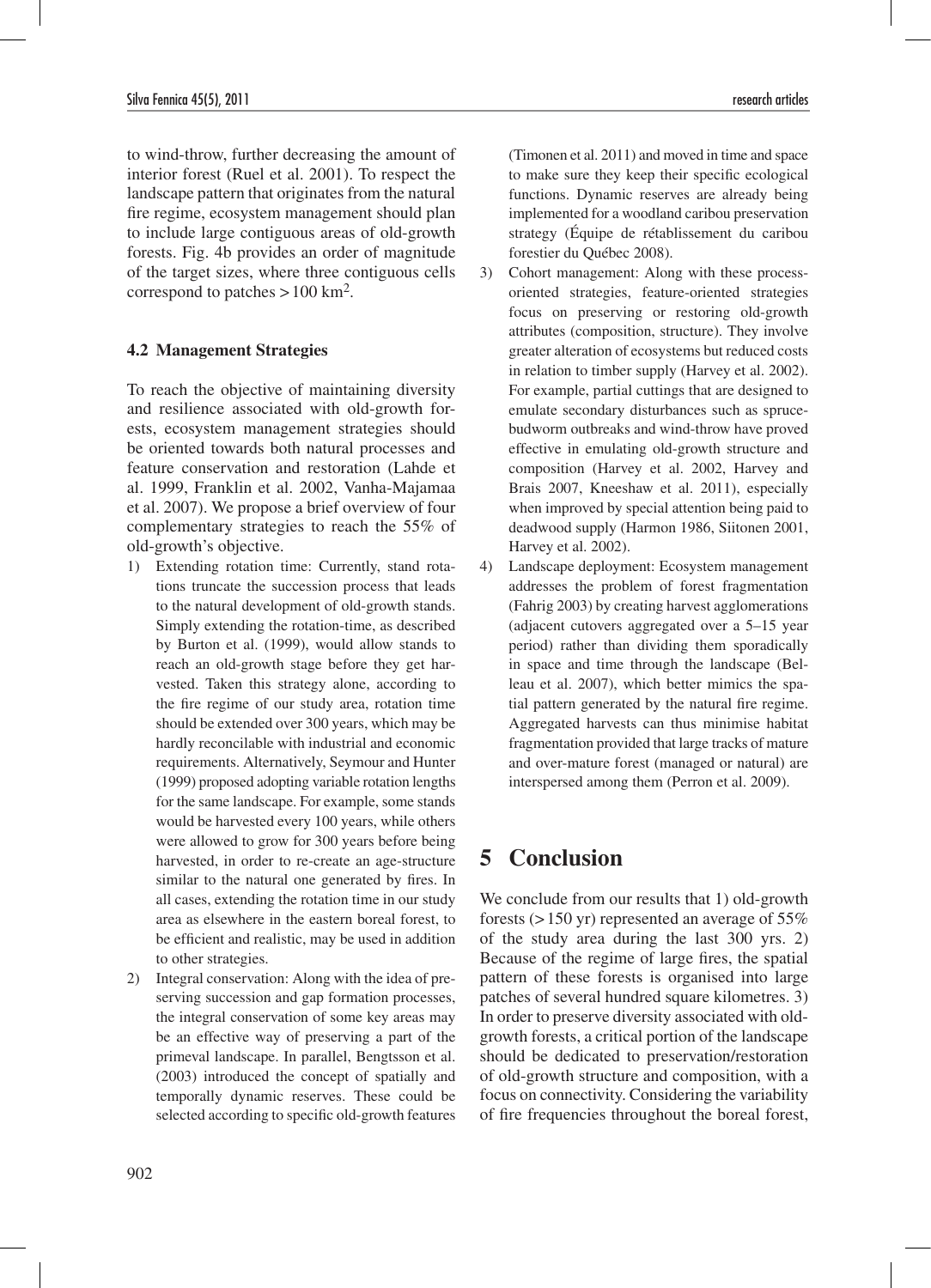to wind-throw, further decreasing the amount of interior forest (Ruel et al. 2001). To respect the landscape pattern that originates from the natural fire regime, ecosystem management should plan to include large contiguous areas of old-growth forests. Fig. 4b provides an order of magnitude of the target sizes, where three contiguous cells correspond to patches > 100 km$^2$.

### 4.2 Management Strategies

To reach the objective of maintaining diversity and resilience associated with old-growth forests, ecosystem management strategies should be oriented towards both natural processes and feature conservation and restoration (Lahde et al. 1999, Franklin et al. 2002, Vanha-Majamaa et al. 2007). We propose a brief overview of four complementary strategies to reach the 55% of old-growth's objective.

1) Extending rotation time: Currently, stand rotations truncate the succession process that leads to the natural development of old-growth stands. Simply extending the rotation-time, as described by Burton et al. (1999), would allow stands to reach an old-growth stage before they get harvested. Taken this strategy alone, according to the fire regime of our study area, rotation time should be extended over 300 years, which may be hardly reconcilable with industrial and economic requirements. Alternatively, Seymour and Hunter (1999) proposed adopting variable rotation lengths for the same landscape. For example, some stands would be harvested every 100 years, while others were allowed to grow for 300 years before being harvested, in order to re-create an age-structure similar to the natural one generated by fires. In all cases, extending the rotation time in our study area as elsewhere in the eastern boreal forest, to be efficient and realistic, may be used in addition to other strategies.
2) Integral conservation: Along with the idea of preserving succession and gap formation processes, the integral conservation of some key areas may be an effective way of preserving a part of the primeval landscape. In parallel, Bengtsson et al. (2003) introduced the concept of spatially and temporally dynamic reserves. These could be selected according to specific old-growth features (Timonen et al. 2011) and moved in time and space to make sure they keep their specific ecological functions. Dynamic reserves are already being implemented for a woodland caribou preservation strategy (Équipe de rétablissement du caribou forestier du Québec 2008).
3) Cohort management: Along with these process-oriented strategies, feature-oriented strategies focus on preserving or restoring old-growth attributes (composition, structure). They involve greater alteration of ecosystems but reduced costs in relation to timber supply (Harvey et al. 2002). For example, partial cuttings that are designed to emulate secondary disturbances such as spruce-budworm outbreaks and wind-throw have proved effective in emulating old-growth structure and composition (Harvey et al. 2002, Harvey and Brais 2007, Kneeshaw et al. 2011), especially when improved by special attention being paid to deadwood supply (Harmon 1986, Siitonen 2001, Harvey et al. 2002).
4) Landscape deployment: Ecosystem management addresses the problem of forest fragmentation (Fahrig 2003) by creating harvest agglomerations (adjacent cutovers aggregated over a 5–15 year period) rather than dividing them sporadically in space and time through the landscape (Belleau et al. 2007), which better mimics the spatial pattern generated by the natural fire regime. Aggregated harvests can thus minimise habitat fragmentation provided that large tracks of mature and over-mature forest (managed or natural) are interspersed among them (Perron et al. 2009).

# 5 Conclusion

We conclude from our results that 1) old-growth forests (> 150 yr) represented an average of 55% of the study area during the last 300 yrs. 2) Because of the regime of large fires, the spatial pattern of these forests is organised into large patches of several hundred square kilometres. 3) In order to preserve diversity associated with old-growth forests, a critical portion of the landscape should be dedicated to preservation/restoration of old-growth structure and composition, with a focus on connectivity. Considering the variability of fire frequencies throughout the boreal forest,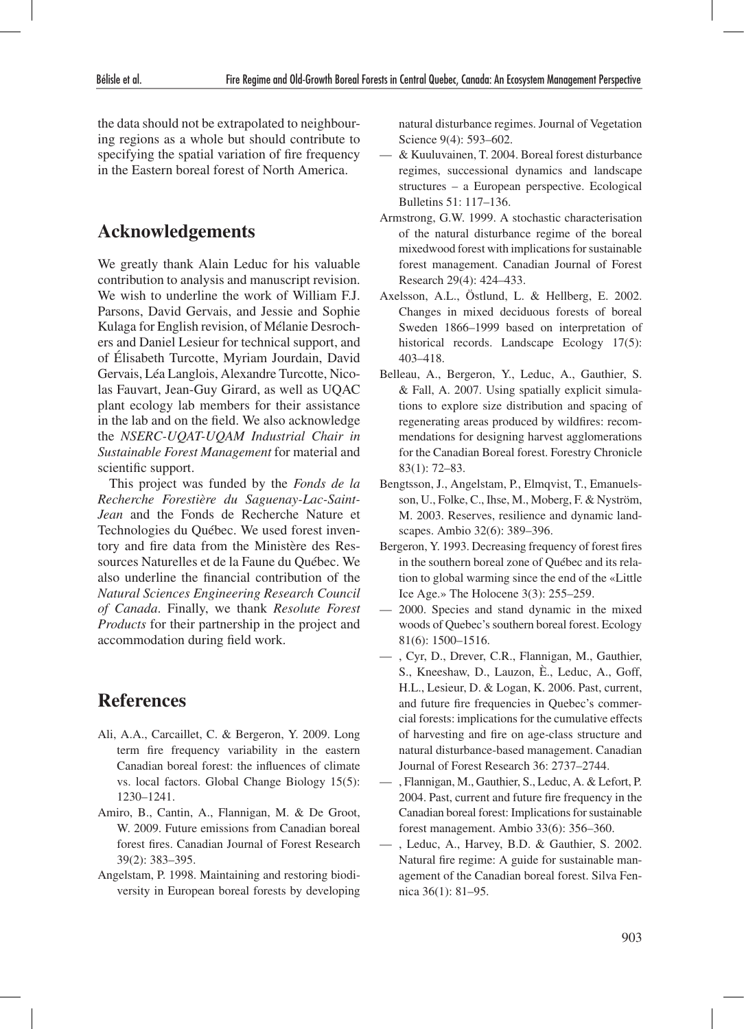the data should not be extrapolated to neighbouring regions as a whole but should contribute to specifying the spatial variation of fire frequency in the Eastern boreal forest of North America.

## Acknowledgements

We greatly thank Alain Leduc for his valuable contribution to analysis and manuscript revision. We wish to underline the work of William F.J. Parsons, David Gervais, and Jessie and Sophie Kulaga for English revision, of Mélanie Desrochers and Daniel Lesieur for technical support, and of Élisabeth Turcotte, Myriam Jourdain, David Gervais, Léa Langlois, Alexandre Turcotte, Nicolas Fauvart, Jean-Guy Girard, as well as UQAC plant ecology lab members for their assistance in the lab and on the field. We also acknowledge the *NSERC-UQAT-UQAM Industrial Chair in Sustainable Forest Management* for material and scientific support.

This project was funded by the *Fonds de la Recherche Forestière du Saguenay-Lac-Saint-Jean* and the Fonds de Recherche Nature et Technologies du Québec. We used forest inventory and fire data from the Ministère des Ressources Naturelles et de la Faune du Québec. We also underline the financial contribution of the *Natural Sciences Engineering Research Council of Canada*. Finally, we thank *Resolute Forest Products* for their partnership in the project and accommodation during field work.

## References

Ali, A.A., Carcaillet, C. & Bergeron, Y. 2009. Long term fire frequency variability in the eastern Canadian boreal forest: the influences of climate vs. local factors. Global Change Biology 15(5): 1230–1241.

Amiro, B., Cantin, A., Flannigan, M. & De Groot, W. 2009. Future emissions from Canadian boreal forest fires. Canadian Journal of Forest Research 39(2): 383–395.

Angelstam, P. 1998. Maintaining and restoring biodiversity in European boreal forests by developing natural disturbance regimes. Journal of Vegetation Science 9(4): 593–602.

— & Kuuluvainen, T. 2004. Boreal forest disturbance regimes, successional dynamics and landscape structures – a European perspective. Ecological Bulletins 51: 117–136.

Armstrong, G.W. 1999. A stochastic characterisation of the natural disturbance regime of the boreal mixedwood forest with implications for sustainable forest management. Canadian Journal of Forest Research 29(4): 424–433.

Axelsson, A.L., Östlund, L. & Hellberg, E. 2002. Changes in mixed deciduous forests of boreal Sweden 1866–1999 based on interpretation of historical records. Landscape Ecology 17(5): 403–418.

Belleau, A., Bergeron, Y., Leduc, A., Gauthier, S. & Fall, A. 2007. Using spatially explicit simulations to explore size distribution and spacing of regenerating areas produced by wildfires: recommendations for designing harvest agglomerations for the Canadian Boreal forest. Forestry Chronicle 83(1): 72–83.

Bengtsson, J., Angelstam, P., Elmqvist, T., Emanuelsson, U., Folke, C., Ihse, M., Moberg, F. & Nyström, M. 2003. Reserves, resilience and dynamic landscapes. Ambio 32(6): 389–396.

Bergeron, Y. 1993. Decreasing frequency of forest fires in the southern boreal zone of Québec and its relation to global warming since the end of the «Little Ice Age.» The Holocene 3(3): 255–259.

— 2000. Species and stand dynamic in the mixed woods of Quebec's southern boreal forest. Ecology 81(6): 1500–1516.

— , Cyr, D., Drever, C.R., Flannigan, M., Gauthier, S., Kneeshaw, D., Lauzon, È., Leduc, A., Goff, H.L., Lesieur, D. & Logan, K. 2006. Past, current, and future fire frequencies in Quebec's commercial forests: implications for the cumulative effects of harvesting and fire on age-class structure and natural disturbance-based management. Canadian Journal of Forest Research 36: 2737–2744.

— , Flannigan, M., Gauthier, S., Leduc, A. & Lefort, P. 2004. Past, current and future fire frequency in the Canadian boreal forest: Implications for sustainable forest management. Ambio 33(6): 356–360.

— , Leduc, A., Harvey, B.D. & Gauthier, S. 2002. Natural fire regime: A guide for sustainable management of the Canadian boreal forest. Silva Fennica 36(1): 81–95.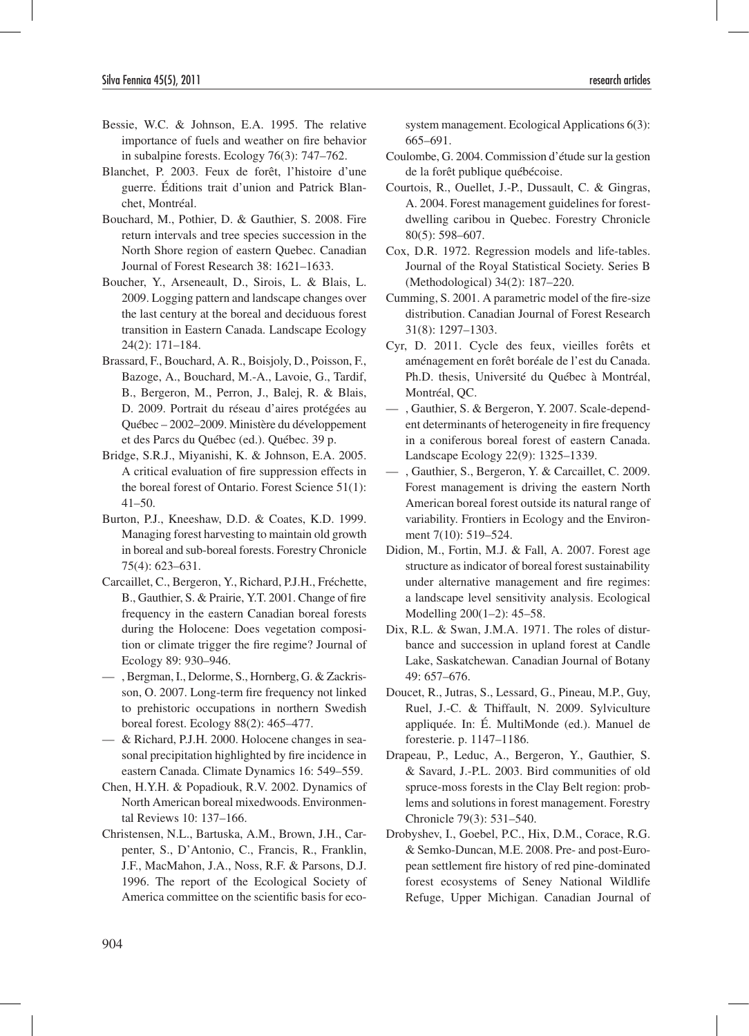Bessie, W.C. & Johnson, E.A. 1995. The relative importance of fuels and weather on fire behavior in subalpine forests. Ecology 76(3): 747–762.

Blanchet, P. 2003. Feux de forêt, l'histoire d'une guerre. Éditions trait d'union and Patrick Blanchet, Montréal.

Bouchard, M., Pothier, D. & Gauthier, S. 2008. Fire return intervals and tree species succession in the North Shore region of eastern Quebec. Canadian Journal of Forest Research 38: 1621–1633.

Boucher, Y., Arseneault, D., Sirois, L. & Blais, L. 2009. Logging pattern and landscape changes over the last century at the boreal and deciduous forest transition in Eastern Canada. Landscape Ecology 24(2): 171–184.

Brassard, F., Bouchard, A. R., Boisjoly, D., Poisson, F., Bazoge, A., Bouchard, M.-A., Lavoie, G., Tardif, B., Bergeron, M., Perron, J., Balej, R. & Blais, D. 2009. Portrait du réseau d'aires protégées au Québec – 2002–2009. Ministère du développement et des Parcs du Québec (ed.). Québec. 39 p.

Bridge, S.R.J., Miyanishi, K. & Johnson, E.A. 2005. A critical evaluation of fire suppression effects in the boreal forest of Ontario. Forest Science 51(1): 41–50.

Burton, P.J., Kneeshaw, D.D. & Coates, K.D. 1999. Managing forest harvesting to maintain old growth in boreal and sub-boreal forests. Forestry Chronicle 75(4): 623–631.

Carcaillet, C., Bergeron, Y., Richard, P.J.H., Fréchette, B., Gauthier, S. & Prairie, Y.T. 2001. Change of fire frequency in the eastern Canadian boreal forests during the Holocene: Does vegetation composition or climate trigger the fire regime? Journal of Ecology 89: 930–946.

— , Bergman, I., Delorme, S., Hornberg, G. & Zackrisson, O. 2007. Long-term fire frequency not linked to prehistoric occupations in northern Swedish boreal forest. Ecology 88(2): 465–477.

— & Richard, P.J.H. 2000. Holocene changes in seasonal precipitation highlighted by fire incidence in eastern Canada. Climate Dynamics 16: 549–559.

Chen, H.Y.H. & Popadiouk, R.V. 2002. Dynamics of North American boreal mixedwoods. Environmental Reviews 10: 137–166.

Christensen, N.L., Bartuska, A.M., Brown, J.H., Carpenter, S., D'Antonio, C., Francis, R., Franklin, J.F., MacMahon, J.A., Noss, R.F. & Parsons, D.J. 1996. The report of the Ecological Society of America committee on the scientific basis for ecosystem management. Ecological Applications 6(3): 665–691.

Coulombe, G. 2004. Commission d'étude sur la gestion de la forêt publique québécoise.

Courtois, R., Ouellet, J.-P., Dussault, C. & Gingras, A. 2004. Forest management guidelines for forest-dwelling caribou in Quebec. Forestry Chronicle 80(5): 598–607.

Cox, D.R. 1972. Regression models and life-tables. Journal of the Royal Statistical Society. Series B (Methodological) 34(2): 187–220.

Cumming, S. 2001. A parametric model of the fire-size distribution. Canadian Journal of Forest Research 31(8): 1297–1303.

Cyr, D. 2011. Cycle des feux, vieilles forêts et aménagement en forêt boréale de l'est du Canada. Ph.D. thesis, Université du Québec à Montréal, Montréal, QC.

— , Gauthier, S. & Bergeron, Y. 2007. Scale-dependent determinants of heterogeneity in fire frequency in a coniferous boreal forest of eastern Canada. Landscape Ecology 22(9): 1325–1339.

— , Gauthier, S., Bergeron, Y. & Carcaillet, C. 2009. Forest management is driving the eastern North American boreal forest outside its natural range of variability. Frontiers in Ecology and the Environment 7(10): 519–524.

Didion, M., Fortin, M.J. & Fall, A. 2007. Forest age structure as indicator of boreal forest sustainability under alternative management and fire regimes: a landscape level sensitivity analysis. Ecological Modelling 200(1–2): 45–58.

Dix, R.L. & Swan, J.M.A. 1971. The roles of disturbance and succession in upland forest at Candle Lake, Saskatchewan. Canadian Journal of Botany 49: 657–676.

Doucet, R., Jutras, S., Lessard, G., Pineau, M.P., Guy, Ruel, J.-C. & Thiffault, N. 2009. Sylviculture appliquée. In: É. MultiMonde (ed.). Manuel de foresterie. p. 1147–1186.

Drapeau, P., Leduc, A., Bergeron, Y., Gauthier, S. & Savard, J.-P.L. 2003. Bird communities of old spruce-moss forests in the Clay Belt region: problems and solutions in forest management. Forestry Chronicle 79(3): 531–540.

Drobyshev, I., Goebel, P.C., Hix, D.M., Corace, R.G. & Semko-Duncan, M.E. 2008. Pre- and post-European settlement fire history of red pine-dominated forest ecosystems of Seney National Wildlife Refuge, Upper Michigan. Canadian Journal of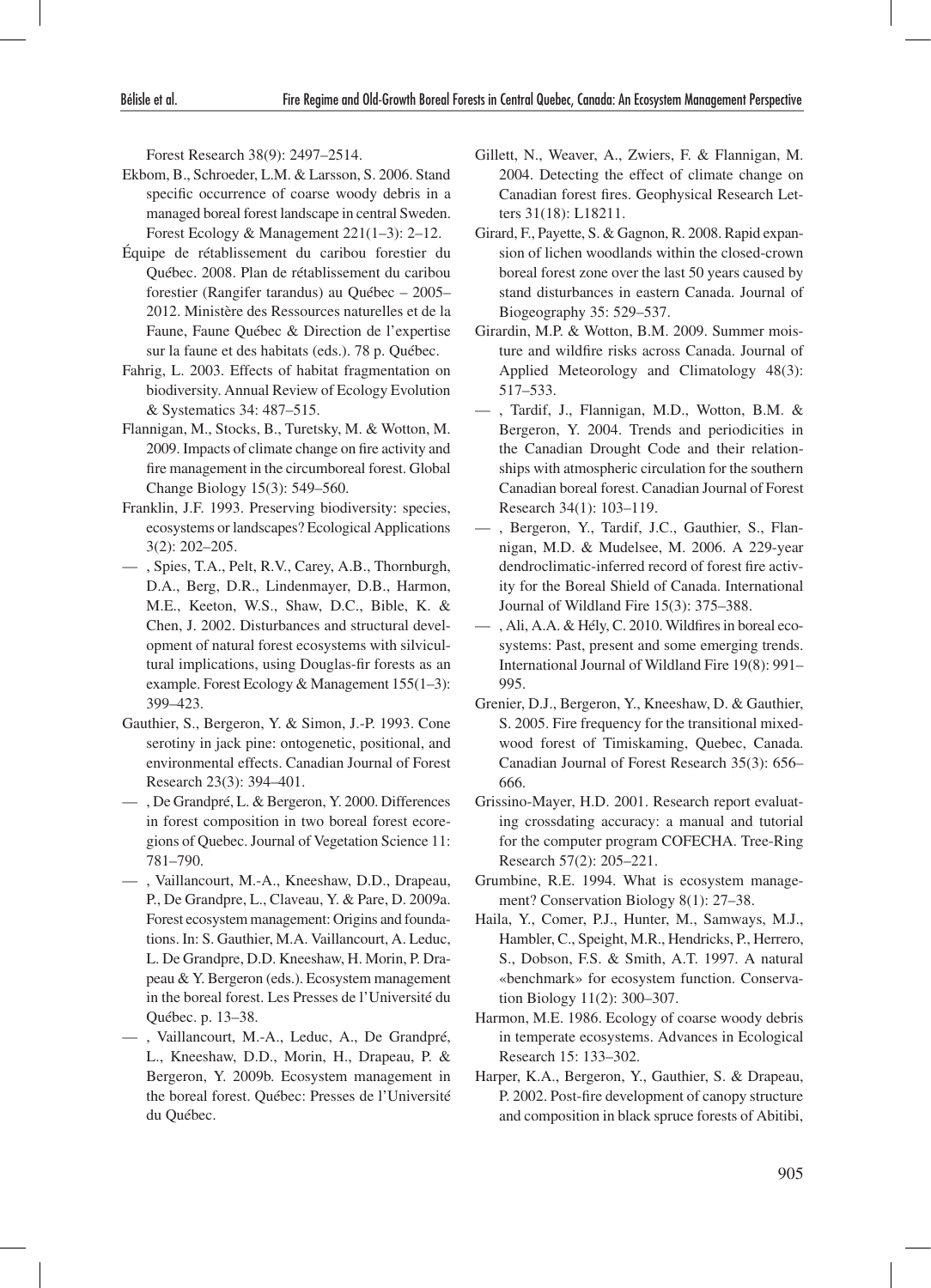Forest Research 38(9): 2497–2514.

Ekbom, B., Schroeder, L.M. & Larsson, S. 2006. Stand specific occurrence of coarse woody debris in a managed boreal forest landscape in central Sweden. Forest Ecology & Management 221(1–3): 2–12.

Équipe de rétablissement du caribou forestier du Québec. 2008. Plan de rétablissement du caribou forestier (Rangifer tarandus) au Québec – 2005–2012. Ministère des Ressources naturelles et de la Faune, Faune Québec & Direction de l'expertise sur la faune et des habitats (eds.). 78 p. Québec.

Fahrig, L. 2003. Effects of habitat fragmentation on biodiversity. Annual Review of Ecology Evolution & Systematics 34: 487–515.

Flannigan, M., Stocks, B., Turetsky, M. & Wotton, M. 2009. Impacts of climate change on fire activity and fire management in the circumboreal forest. Global Change Biology 15(3): 549–560.

Franklin, J.F. 1993. Preserving biodiversity: species, ecosystems or landscapes? Ecological Applications 3(2): 202–205.

— , Spies, T.A., Pelt, R.V., Carey, A.B., Thornburgh, D.A., Berg, D.R., Lindenmayer, D.B., Harmon, M.E., Keeton, W.S., Shaw, D.C., Bible, K. & Chen, J. 2002. Disturbances and structural development of natural forest ecosystems with silvicultural implications, using Douglas-fir forests as an example. Forest Ecology & Management 155(1–3): 399–423.

Gauthier, S., Bergeron, Y. & Simon, J.-P. 1993. Cone serotiny in jack pine: ontogenetic, positional, and environmental effects. Canadian Journal of Forest Research 23(3): 394–401.

— , De Grandpré, L. & Bergeron, Y. 2000. Differences in forest composition in two boreal forest ecoregions of Quebec. Journal of Vegetation Science 11: 781–790.

— , Vaillancourt, M.-A., Kneeshaw, D.D., Drapeau, P., De Grandpre, L., Claveau, Y. & Pare, D. 2009a. Forest ecosystem management: Origins and foundations. In: S. Gauthier, M.A. Vaillancourt, A. Leduc, L. De Grandpre, D.D. Kneeshaw, H. Morin, P. Drapeau & Y. Bergeron (eds.). Ecosystem management in the boreal forest. Les Presses de l'Université du Québec. p. 13–38.

— , Vaillancourt, M.-A., Leduc, A., De Grandpré, L., Kneeshaw, D.D., Morin, H., Drapeau, P. & Bergeron, Y. 2009b. Ecosystem management in the boreal forest. Québec: Presses de l'Université du Québec.

Gillett, N., Weaver, A., Zwiers, F. & Flannigan, M. 2004. Detecting the effect of climate change on Canadian forest fires. Geophysical Research Letters 31(18): L18211.

Girard, F., Payette, S. & Gagnon, R. 2008. Rapid expansion of lichen woodlands within the closed-crown boreal forest zone over the last 50 years caused by stand disturbances in eastern Canada. Journal of Biogeography 35: 529–537.

Girardin, M.P. & Wotton, B.M. 2009. Summer moisture and wildfire risks across Canada. Journal of Applied Meteorology and Climatology 48(3): 517–533.

— , Tardif, J., Flannigan, M.D., Wotton, B.M. & Bergeron, Y. 2004. Trends and periodicities in the Canadian Drought Code and their relationships with atmospheric circulation for the southern Canadian boreal forest. Canadian Journal of Forest Research 34(1): 103–119.

— , Bergeron, Y., Tardif, J.C., Gauthier, S., Flannigan, M.D. & Mudelsee, M. 2006. A 229-year dendroclimatic-inferred record of forest fire activity for the Boreal Shield of Canada. International Journal of Wildland Fire 15(3): 375–388.

— , Ali, A.A. & Hély, C. 2010. Wildfires in boreal ecosystems: Past, present and some emerging trends. International Journal of Wildland Fire 19(8): 991–995.

Grenier, D.J., Bergeron, Y., Kneeshaw, D. & Gauthier, S. 2005. Fire frequency for the transitional mixedwood forest of Timiskaming, Quebec, Canada. Canadian Journal of Forest Research 35(3): 656–666.

Grissino-Mayer, H.D. 2001. Research report evaluating crossdating accuracy: a manual and tutorial for the computer program COFECHA. Tree-Ring Research 57(2): 205–221.

Grumbine, R.E. 1994. What is ecosystem management? Conservation Biology 8(1): 27–38.

Haila, Y., Comer, P.J., Hunter, M., Samways, M.J., Hambler, C., Speight, M.R., Hendricks, P., Herrero, S., Dobson, F.S. & Smith, A.T. 1997. A natural «benchmark» for ecosystem function. Conservation Biology 11(2): 300–307.

Harmon, M.E. 1986. Ecology of coarse woody debris in temperate ecosystems. Advances in Ecological Research 15: 133–302.

Harper, K.A., Bergeron, Y., Gauthier, S. & Drapeau, P. 2002. Post-fire development of canopy structure and composition in black spruce forests of Abitibi,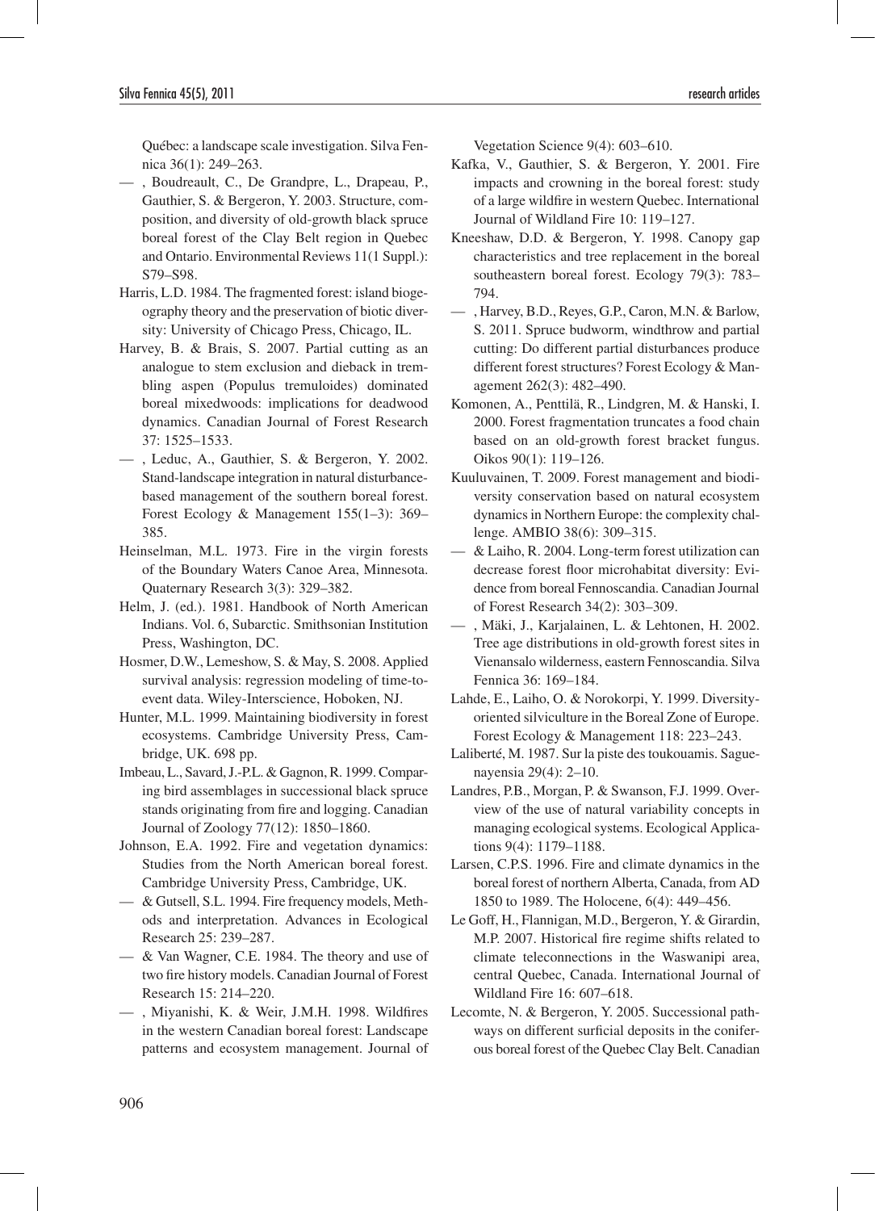Québec: a landscape scale investigation. Silva Fennica 36(1): 249–263.

— , Boudreault, C., De Grandpre, L., Drapeau, P., Gauthier, S. & Bergeron, Y. 2003. Structure, composition, and diversity of old-growth black spruce boreal forest of the Clay Belt region in Quebec and Ontario. Environmental Reviews 11(1 Suppl.): S79–S98.

Harris, L.D. 1984. The fragmented forest: island biogeography theory and the preservation of biotic diversity: University of Chicago Press, Chicago, IL.

Harvey, B. & Brais, S. 2007. Partial cutting as an analogue to stem exclusion and dieback in trembling aspen (Populus tremuloides) dominated boreal mixedwoods: implications for deadwood dynamics. Canadian Journal of Forest Research 37: 1525–1533.

— , Leduc, A., Gauthier, S. & Bergeron, Y. 2002. Stand-landscape integration in natural disturbance-based management of the southern boreal forest. Forest Ecology & Management 155(1–3): 369–385.

Heinselman, M.L. 1973. Fire in the virgin forests of the Boundary Waters Canoe Area, Minnesota. Quaternary Research 3(3): 329–382.

Helm, J. (ed.). 1981. Handbook of North American Indians. Vol. 6, Subarctic. Smithsonian Institution Press, Washington, DC.

Hosmer, D.W., Lemeshow, S. & May, S. 2008. Applied survival analysis: regression modeling of time-to-event data. Wiley-Interscience, Hoboken, NJ.

Hunter, M.L. 1999. Maintaining biodiversity in forest ecosystems. Cambridge University Press, Cambridge, UK. 698 pp.

Imbeau, L., Savard, J.-P.L. & Gagnon, R. 1999. Comparing bird assemblages in successional black spruce stands originating from fire and logging. Canadian Journal of Zoology 77(12): 1850–1860.

Johnson, E.A. 1992. Fire and vegetation dynamics: Studies from the North American boreal forest. Cambridge University Press, Cambridge, UK.

— & Gutsell, S.L. 1994. Fire frequency models, Methods and interpretation. Advances in Ecological Research 25: 239–287.

— & Van Wagner, C.E. 1984. The theory and use of two fire history models. Canadian Journal of Forest Research 15: 214–220.

— , Miyanishi, K. & Weir, J.M.H. 1998. Wildfires in the western Canadian boreal forest: Landscape patterns and ecosystem management. Journal of Vegetation Science 9(4): 603–610.

Kafka, V., Gauthier, S. & Bergeron, Y. 2001. Fire impacts and crowning in the boreal forest: study of a large wildfire in western Quebec. International Journal of Wildland Fire 10: 119–127.

Kneeshaw, D.D. & Bergeron, Y. 1998. Canopy gap characteristics and tree replacement in the boreal southeastern boreal forest. Ecology 79(3): 783–794.

— , Harvey, B.D., Reyes, G.P., Caron, M.N. & Barlow, S. 2011. Spruce budworm, windthrow and partial cutting: Do different partial disturbances produce different forest structures? Forest Ecology & Management 262(3): 482–490.

Komonen, A., Penttilä, R., Lindgren, M. & Hanski, I. 2000. Forest fragmentation truncates a food chain based on an old-growth forest bracket fungus. Oikos 90(1): 119–126.

Kuuluvainen, T. 2009. Forest management and biodiversity conservation based on natural ecosystem dynamics in Northern Europe: the complexity challenge. AMBIO 38(6): 309–315.

— & Laiho, R. 2004. Long-term forest utilization can decrease forest floor microhabitat diversity: Evidence from boreal Fennoscandia. Canadian Journal of Forest Research 34(2): 303–309.

— , Mäki, J., Karjalainen, L. & Lehtonen, H. 2002. Tree age distributions in old-growth forest sites in Vienansalo wilderness, eastern Fennoscandia. Silva Fennica 36: 169–184.

Lahde, E., Laiho, O. & Norokorpi, Y. 1999. Diversity-oriented silviculture in the Boreal Zone of Europe. Forest Ecology & Management 118: 223–243.

Laliberté, M. 1987. Sur la piste des toukouamis. Saguenayensia 29(4): 2–10.

Landres, P.B., Morgan, P. & Swanson, F.J. 1999. Overview of the use of natural variability concepts in managing ecological systems. Ecological Applications 9(4): 1179–1188.

Larsen, C.P.S. 1996. Fire and climate dynamics in the boreal forest of northern Alberta, Canada, from AD 1850 to 1989. The Holocene, 6(4): 449–456.

Le Goff, H., Flannigan, M.D., Bergeron, Y. & Girardin, M.P. 2007. Historical fire regime shifts related to climate teleconnections in the Waswanipi area, central Quebec, Canada. International Journal of Wildland Fire 16: 607–618.

Lecomte, N. & Bergeron, Y. 2005. Successional pathways on different surficial deposits in the coniferous boreal forest of the Quebec Clay Belt. Canadian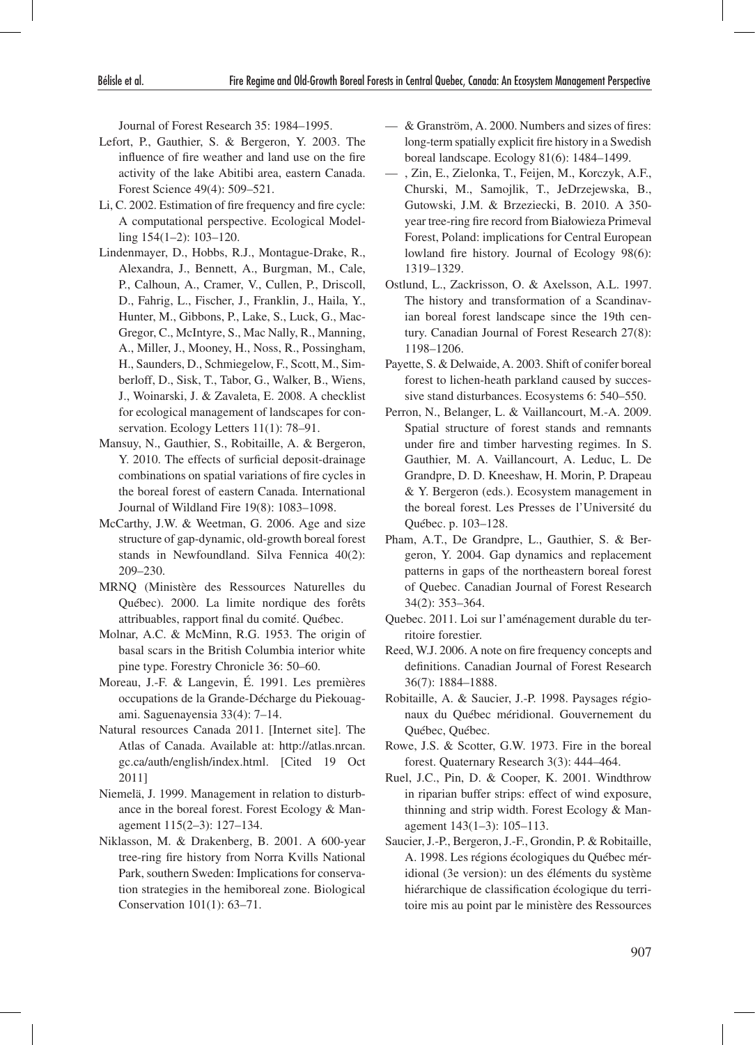Journal of Forest Research 35: 1984–1995.

Lefort, P., Gauthier, S. & Bergeron, Y. 2003. The influence of fire weather and land use on the fire activity of the lake Abitibi area, eastern Canada. Forest Science 49(4): 509–521.

Li, C. 2002. Estimation of fire frequency and fire cycle: A computational perspective. Ecological Modelling 154(1–2): 103–120.

Lindenmayer, D., Hobbs, R.J., Montague-Drake, R., Alexandra, J., Bennett, A., Burgman, M., Cale, P., Calhoun, A., Cramer, V., Cullen, P., Driscoll, D., Fahrig, L., Fischer, J., Franklin, J., Haila, Y., Hunter, M., Gibbons, P., Lake, S., Luck, G., MacGregor, C., McIntyre, S., Mac Nally, R., Manning, A., Miller, J., Mooney, H., Noss, R., Possingham, H., Saunders, D., Schmiegelow, F., Scott, M., Simberloff, D., Sisk, T., Tabor, G., Walker, B., Wiens, J., Woinarski, J. & Zavaleta, E. 2008. A checklist for ecological management of landscapes for conservation. Ecology Letters 11(1): 78–91.

Mansuy, N., Gauthier, S., Robitaille, A. & Bergeron, Y. 2010. The effects of surficial deposit-drainage combinations on spatial variations of fire cycles in the boreal forest of eastern Canada. International Journal of Wildland Fire 19(8): 1083–1098.

McCarthy, J.W. & Weetman, G. 2006. Age and size structure of gap-dynamic, old-growth boreal forest stands in Newfoundland. Silva Fennica 40(2): 209–230.

MRNQ (Ministère des Ressources Naturelles du Québec). 2000. La limite nordique des forêts attribuables, rapport final du comité. Québec.

Molnar, A.C. & McMinn, R.G. 1953. The origin of basal scars in the British Columbia interior white pine type. Forestry Chronicle 36: 50–60.

Moreau, J.-F. & Langevin, É. 1991. Les premières occupations de la Grande-Décharge du Piekouagami. Saguenayensia 33(4): 7–14.

Natural resources Canada 2011. [Internet site]. The Atlas of Canada. Available at: http://atlas.nrcan.gc.ca/auth/english/index.html. [Cited 19 Oct 2011]

Niemelä, J. 1999. Management in relation to disturbance in the boreal forest. Forest Ecology & Management 115(2–3): 127–134.

Niklasson, M. & Drakenberg, B. 2001. A 600-year tree-ring fire history from Norra Kvills National Park, southern Sweden: Implications for conservation strategies in the hemiboreal zone. Biological Conservation 101(1): 63–71.

— & Granström, A. 2000. Numbers and sizes of fires: long-term spatially explicit fire history in a Swedish boreal landscape. Ecology 81(6): 1484–1499.

— , Zin, E., Zielonka, T., Feijen, M., Korczyk, A.F., Churski, M., Samojlik, T., JeDrzejewska, B., Gutowski, J.M. & Brzeziecki, B. 2010. A 350-year tree-ring fire record from Białowieza Primeval Forest, Poland: implications for Central European lowland fire history. Journal of Ecology 98(6): 1319–1329.

Ostlund, L., Zackrisson, O. & Axelsson, A.L. 1997. The history and transformation of a Scandinavian boreal forest landscape since the 19th century. Canadian Journal of Forest Research 27(8): 1198–1206.

Payette, S. & Delwaide, A. 2003. Shift of conifer boreal forest to lichen-heath parkland caused by successive stand disturbances. Ecosystems 6: 540–550.

Perron, N., Belanger, L. & Vaillancourt, M.-A. 2009. Spatial structure of forest stands and remnants under fire and timber harvesting regimes. In S. Gauthier, M. A. Vaillancourt, A. Leduc, L. De Grandpre, D. D. Kneeshaw, H. Morin, P. Drapeau & Y. Bergeron (eds.). Ecosystem management in the boreal forest. Les Presses de l'Université du Québec. p. 103–128.

Pham, A.T., De Grandpre, L., Gauthier, S. & Bergeron, Y. 2004. Gap dynamics and replacement patterns in gaps of the northeastern boreal forest of Quebec. Canadian Journal of Forest Research 34(2): 353–364.

Quebec. 2011. Loi sur l'aménagement durable du territoire forestier.

Reed, W.J. 2006. A note on fire frequency concepts and definitions. Canadian Journal of Forest Research 36(7): 1884–1888.

Robitaille, A. & Saucier, J.-P. 1998. Paysages régionaux du Québec méridional. Gouvernement du Québec, Québec.

Rowe, J.S. & Scotter, G.W. 1973. Fire in the boreal forest. Quaternary Research 3(3): 444–464.

Ruel, J.C., Pin, D. & Cooper, K. 2001. Windthrow in riparian buffer strips: effect of wind exposure, thinning and strip width. Forest Ecology & Management 143(1–3): 105–113.

Saucier, J.-P., Bergeron, J.-F., Grondin, P. & Robitaille, A. 1998. Les régions écologiques du Québec méridional (3e version): un des éléments du système hiérarchique de classification écologique du territoire mis au point par le ministère des Ressources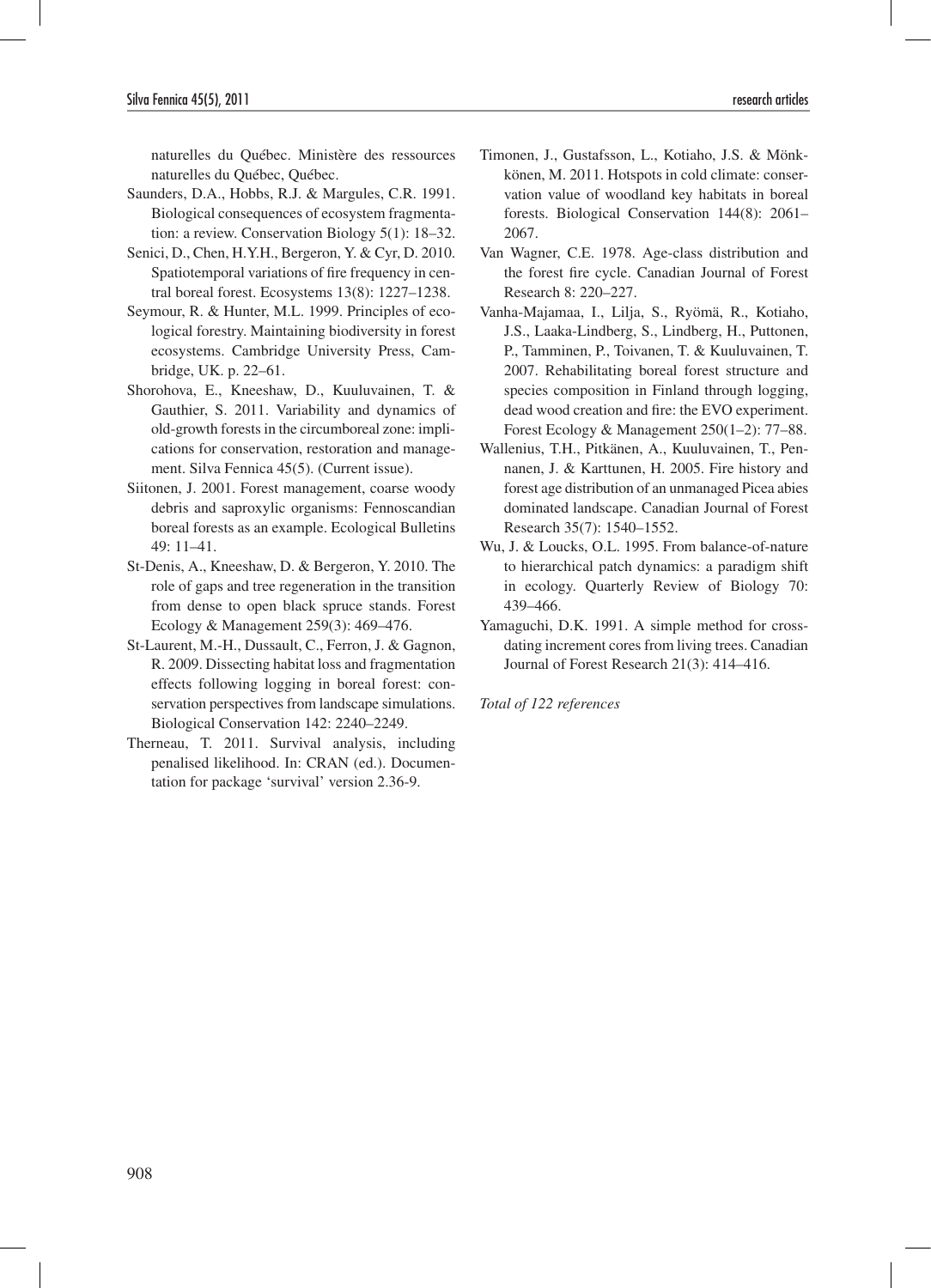naturelles du Québec. Ministère des ressources naturelles du Québec, Québec.

Saunders, D.A., Hobbs, R.J. & Margules, C.R. 1991. Biological consequences of ecosystem fragmentation: a review. Conservation Biology 5(1): 18–32.

Senici, D., Chen, H.Y.H., Bergeron, Y. & Cyr, D. 2010. Spatiotemporal variations of fire frequency in central boreal forest. Ecosystems 13(8): 1227–1238.

Seymour, R. & Hunter, M.L. 1999. Principles of ecological forestry. Maintaining biodiversity in forest ecosystems. Cambridge University Press, Cambridge, UK. p. 22–61.

Shorohova, E., Kneeshaw, D., Kuuluvainen, T. & Gauthier, S. 2011. Variability and dynamics of old-growth forests in the circumboreal zone: implications for conservation, restoration and management. Silva Fennica 45(5). (Current issue).

Siitonen, J. 2001. Forest management, coarse woody debris and saproxylic organisms: Fennoscandian boreal forests as an example. Ecological Bulletins 49: 11–41.

St-Denis, A., Kneeshaw, D. & Bergeron, Y. 2010. The role of gaps and tree regeneration in the transition from dense to open black spruce stands. Forest Ecology & Management 259(3): 469–476.

St-Laurent, M.-H., Dussault, C., Ferron, J. & Gagnon, R. 2009. Dissecting habitat loss and fragmentation effects following logging in boreal forest: conservation perspectives from landscape simulations. Biological Conservation 142: 2240–2249.

Therneau, T. 2011. Survival analysis, including penalised likelihood. In: CRAN (ed.). Documentation for package 'survival' version 2.36-9.

Timonen, J., Gustafsson, L., Kotiaho, J.S. & Mönkkönen, M. 2011. Hotspots in cold climate: conservation value of woodland key habitats in boreal forests. Biological Conservation 144(8): 2061–2067.

Van Wagner, C.E. 1978. Age-class distribution and the forest fire cycle. Canadian Journal of Forest Research 8: 220–227.

Vanha-Majamaa, I., Lilja, S., Ryömä, R., Kotiaho, J.S., Laaka-Lindberg, S., Lindberg, H., Puttonen, P., Tamminen, P., Toivanen, T. & Kuuluvainen, T. 2007. Rehabilitating boreal forest structure and species composition in Finland through logging, dead wood creation and fire: the EVO experiment. Forest Ecology & Management 250(1–2): 77–88.

Wallenius, T.H., Pitkänen, A., Kuuluvainen, T., Pennanen, J. & Karttunen, H. 2005. Fire history and forest age distribution of an unmanaged Picea abies dominated landscape. Canadian Journal of Forest Research 35(7): 1540–1552.

Wu, J. & Loucks, O.L. 1995. From balance-of-nature to hierarchical patch dynamics: a paradigm shift in ecology. Quarterly Review of Biology 70: 439–466.

Yamaguchi, D.K. 1991. A simple method for cross-dating increment cores from living trees. Canadian Journal of Forest Research 21(3): 414–416.

*Total of 122 references*